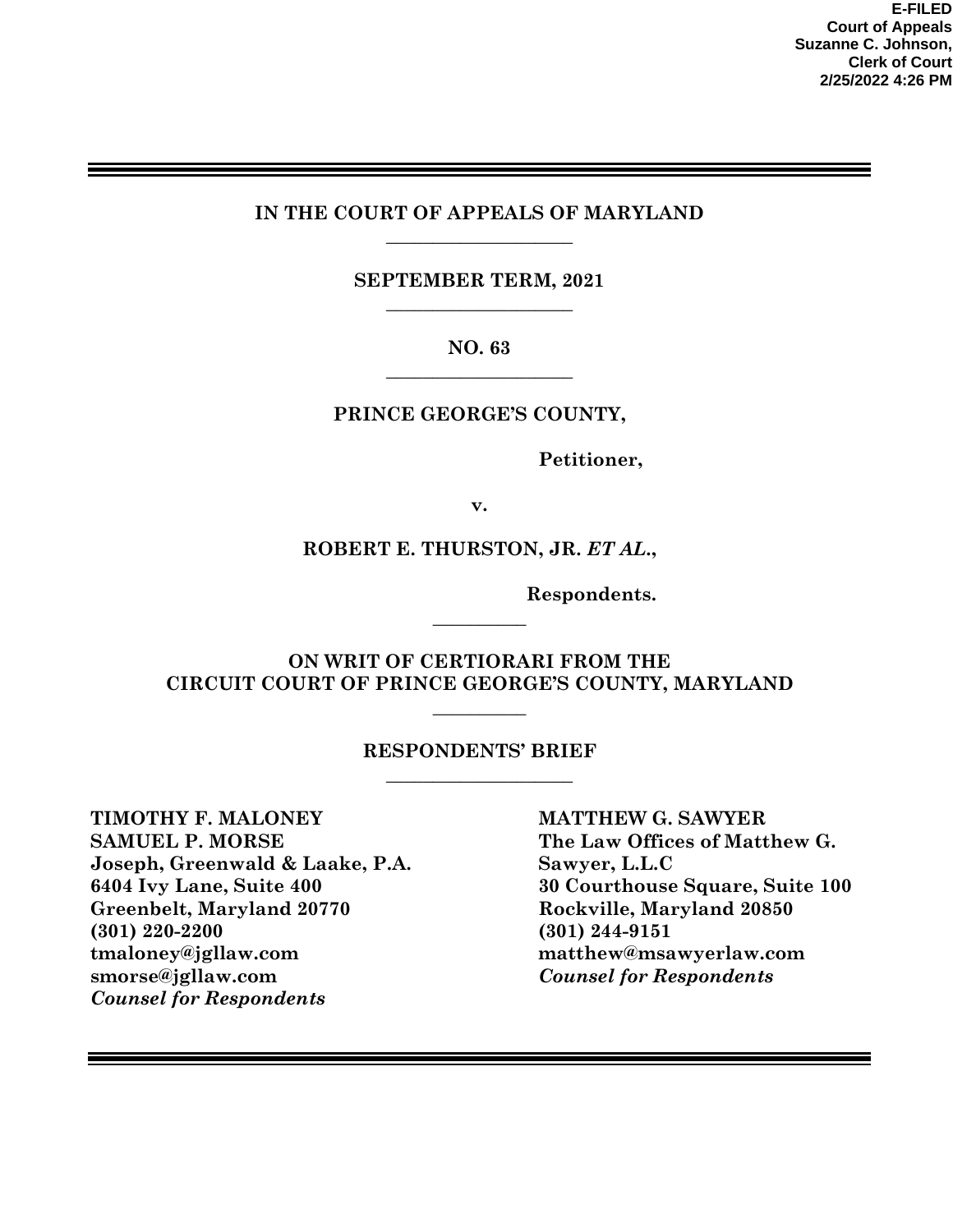**E-FILED**
**Court of Appeals**
**Suzanne C. Johnson,**
**Clerk of Court**
**2/25/2022 4:26 PM**

---

**IN THE COURT OF APPEALS OF MARYLAND**

**SEPTEMBER TERM, 2021**

**NO. 63**

**PRINCE GEORGE'S COUNTY,**

**Petitioner,**

**v.**

**ROBERT E. THURSTON, JR. *ET AL.*,**

**Respondents.**

**ON WRIT OF CERTIORARI FROM THE CIRCUIT COURT OF PRINCE GEORGE'S COUNTY, MARYLAND**

**RESPONDENTS' BRIEF**

**TIMOTHY F. MALONEY**
**SAMUEL P. MORSE**
**Joseph, Greenwald & Laake, P.A.**
**6404 Ivy Lane, Suite 400**
**Greenbelt, Maryland 20770**
**(301) 220-2200**
**tmaloney@jgllaw.com**
**smorse@jgllaw.com**
***Counsel for Respondents***

**MATTHEW G. SAWYER**
**The Law Offices of Matthew G. Sawyer, L.L.C**
**30 Courthouse Square, Suite 100**
**Rockville, Maryland 20850**
**(301) 244-9151**
**matthew@msawyerlaw.com**
***Counsel for Respondents***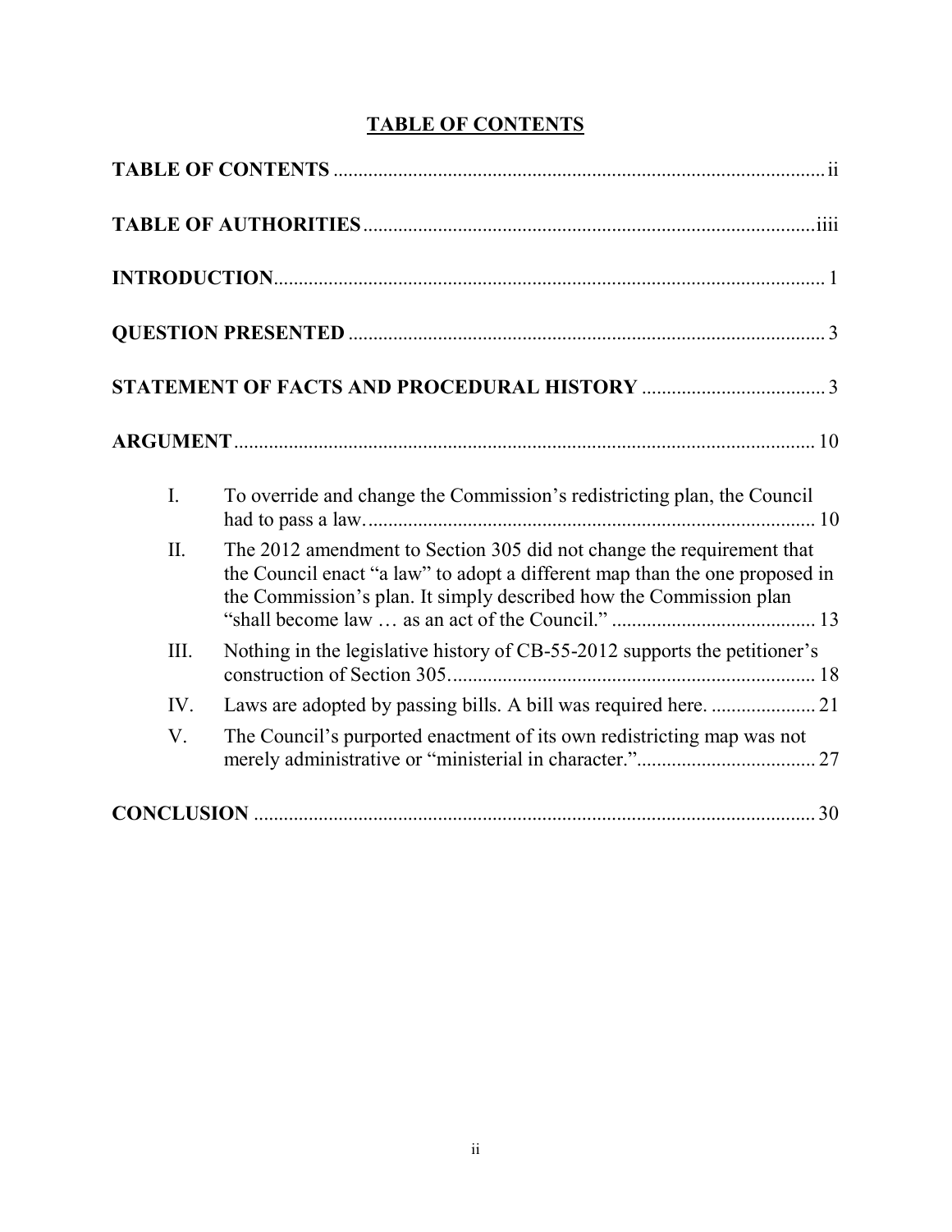## TABLE OF CONTENTS

**TABLE OF CONTENTS** .................................................................................................. ii

**TABLE OF AUTHORITIES** ......................................................................................... iiii

**INTRODUCTION** ............................................................................................................ 1

**QUESTION PRESENTED** ............................................................................................. 3

**STATEMENT OF FACTS AND PROCEDURAL HISTORY** ..................................... 3

**ARGUMENT** .................................................................................................................. 10

I. To override and change the Commission's redistricting plan, the Council had to pass a law. ......................................................................................... 10

II. The 2012 amendment to Section 305 did not change the requirement that the Council enact "a law" to adopt a different map than the one proposed in the Commission's plan. It simply described how the Commission plan "shall become law … as an act of the Council." ......................................... 13

III. Nothing in the legislative history of CB-55-2012 supports the petitioner's construction of Section 305. ......................................................................... 18

IV. Laws are adopted by passing bills. A bill was required here. ..................... 21

V. The Council's purported enactment of its own redistricting map was not merely administrative or "ministerial in character." .................................... 27

**CONCLUSION** ............................................................................................................... 30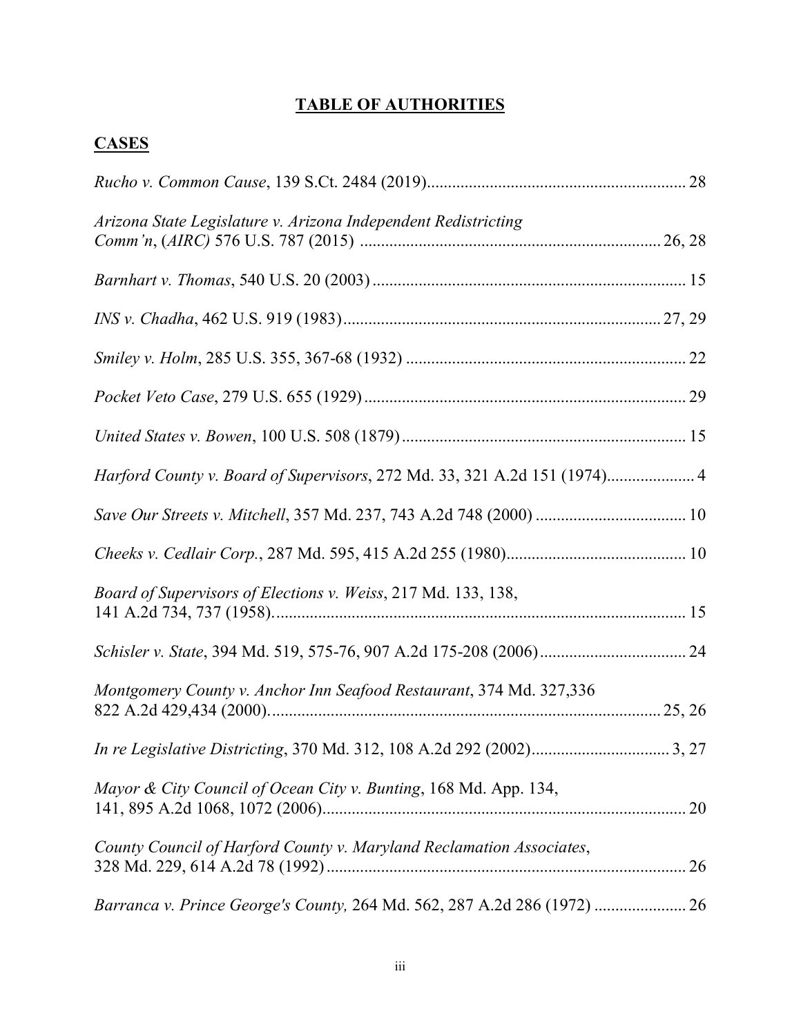# **TABLE OF AUTHORITIES**

## **CASES**

*Rucho v. Common Cause*, 139 S.Ct. 2484 (2019).............................................................. 28

*Arizona State Legislature v. Arizona Independent Redistricting Comm'n*, (*AIRC*) 576 U.S. 787 (2015) ....................................................................... 26, 28

*Barnhart v. Thomas*, 540 U.S. 20 (2003) .......................................................................... 15

*INS v. Chadha*, 462 U.S. 919 (1983)............................................................................ 27, 29

*Smiley v. Holm*, 285 U.S. 355, 367-68 (1932) .................................................................. 22

*Pocket Veto Case*, 279 U.S. 655 (1929) ............................................................................ 29

*United States v. Bowen*, 100 U.S. 508 (1879) ................................................................... 15

*Harford County v. Board of Supervisors*, 272 Md. 33, 321 A.2d 151 (1974)..................... 4

*Save Our Streets v. Mitchell*, 357 Md. 237, 743 A.2d 748 (2000) .................................... 10

*Cheeks v. Cedlair Corp.*, 287 Md. 595, 415 A.2d 255 (1980)........................................... 10

*Board of Supervisors of Elections v. Weiss*, 217 Md. 133, 138, 141 A.2d 734, 737 (1958). ................................................................................................. 15

*Schisler v. State*, 394 Md. 519, 575-76, 907 A.2d 175-208 (2006) ................................... 24

*Montgomery County v. Anchor Inn Seafood Restaurant*, 374 Md. 327,336 822 A.2d 429,434 (2000)............................................................................................. 25, 26

*In re Legislative Districting*, 370 Md. 312, 108 A.2d 292 (2002)................................. 3, 27

*Mayor & City Council of Ocean City v. Bunting*, 168 Md. App. 134, 141, 895 A.2d 1068, 1072 (2006)....................................................................................... 20

*County Council of Harford County v. Maryland Reclamation Associates*, 328 Md. 229, 614 A.2d 78 (1992) ....................................................................................... 26

*Barranca v. Prince George's County,* 264 Md. 562, 287 A.2d 286 (1972) ...................... 26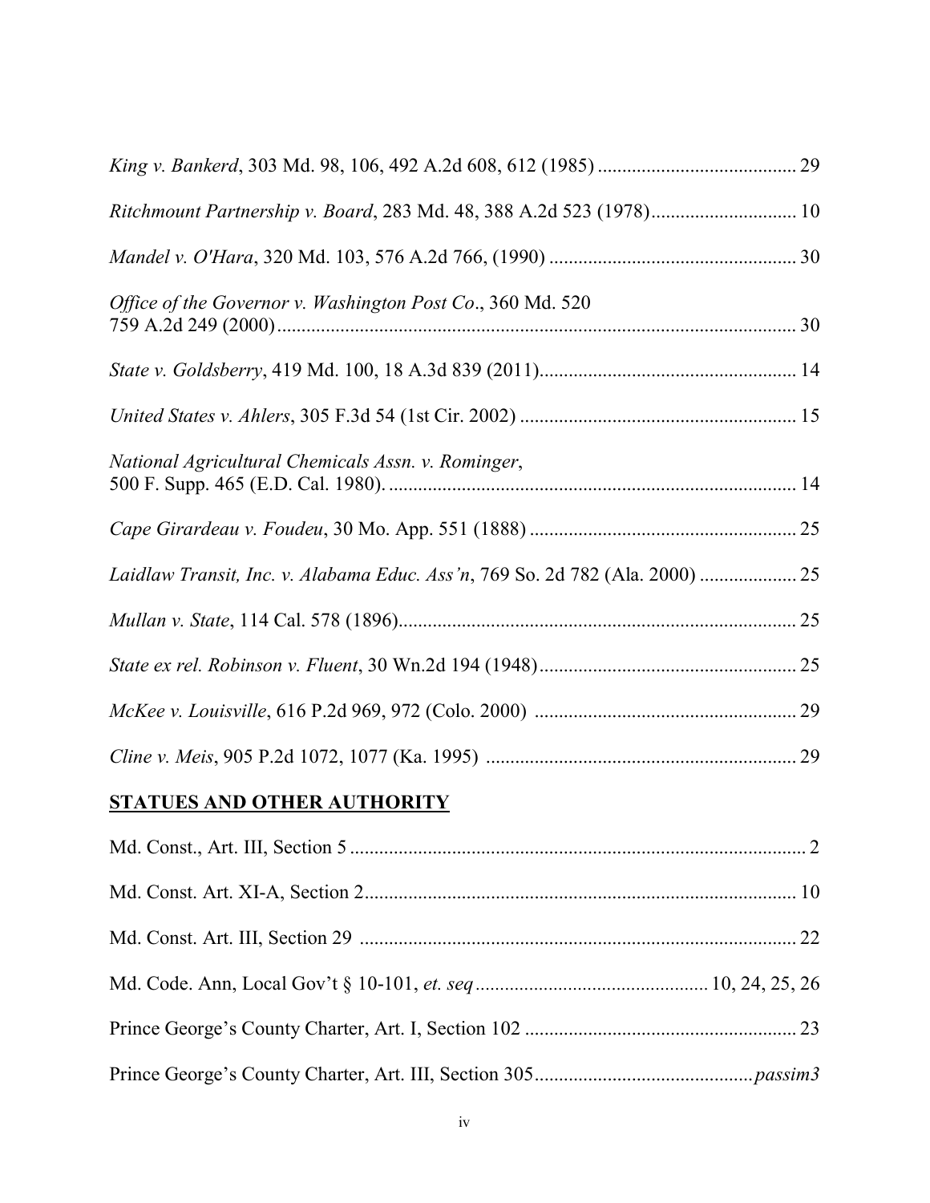*King v. Bankerd*, 303 Md. 98, 106, 492 A.2d 608, 612 (1985) ........................................ 29

*Ritchmount Partnership v. Board*, 283 Md. 48, 388 A.2d 523 (1978)............................. 10

*Mandel v. O'Hara*, 320 Md. 103, 576 A.2d 766, (1990) .................................................. 30

*Office of the Governor v. Washington Post Co*., 360 Md. 520
759 A.2d 249 (2000)......................................................................................................... 30

*State v. Goldsberry*, 419 Md. 100, 18 A.3d 839 (2011).................................................... 14

*United States v. Ahlers*, 305 F.3d 54 (1st Cir. 2002) ........................................................ 15

*National Agricultural Chemicals Assn. v. Rominger*,
500 F. Supp. 465 (E.D. Cal. 1980). ................................................................................... 14

*Cape Girardeau v. Foudeu*, 30 Mo. App. 551 (1888) ...................................................... 25

*Laidlaw Transit, Inc. v. Alabama Educ. Ass'n*, 769 So. 2d 782 (Ala. 2000) ................... 25

*Mullan v. State*, 114 Cal. 578 (1896)................................................................................. 25

*State ex rel. Robinson v. Fluent*, 30 Wn.2d 194 (1948).................................................... 25

*McKee v. Louisville*, 616 P.2d 969, 972 (Colo. 2000) ..................................................... 29

*Cline v. Meis*, 905 P.2d 1072, 1077 (Ka. 1995) ............................................................... 29

**STATUES AND OTHER AUTHORITY**

Md. Const., Art. III, Section 5 ............................................................................................ 2

Md. Const. Art. XI-A, Section 2........................................................................................ 10

Md. Const. Art. III, Section 29 ......................................................................................... 22

Md. Code. Ann, Local Gov't § 10-101, *et. seq* ............................................... 10, 24, 25, 26

Prince George's County Charter, Art. I, Section 102 ........................................................ 23

Prince George's County Charter, Art. III, Section 305............................................*passim3*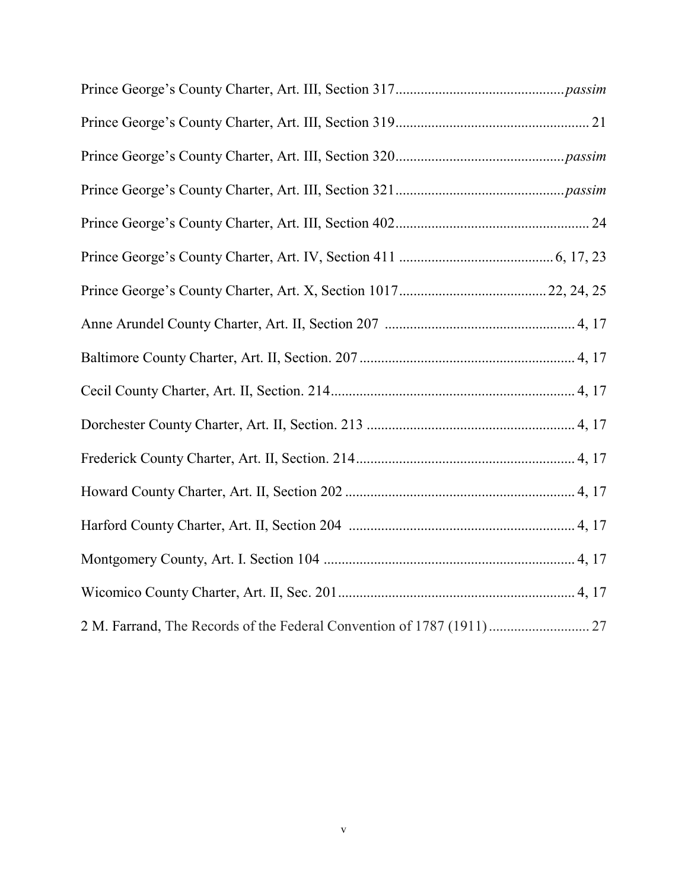Prince George's County Charter, Art. III, Section 317 ............................................. *passim*

Prince George's County Charter, Art. III, Section 319 ..................................................... 21

Prince George's County Charter, Art. III, Section 320 ............................................. *passim*

Prince George's County Charter, Art. III, Section 321 ............................................. *passim*

Prince George's County Charter, Art. III, Section 402 ..................................................... 24

Prince George's County Charter, Art. IV, Section 411 .......................................... 6, 17, 23

Prince George's County Charter, Art. X, Section 1017 ........................................ 22, 24, 25

Anne Arundel County Charter, Art. II, Section 207 .................................................... 4, 17

Baltimore County Charter, Art. II, Section. 207 .......................................................... 4, 17

Cecil County Charter, Art. II, Section. 214 .................................................................. 4, 17

Dorchester County Charter, Art. II, Section. 213 ......................................................... 4, 17

Frederick County Charter, Art. II, Section. 214 ........................................................... 4, 17

Howard County Charter, Art. II, Section 202 ............................................................... 4, 17

Harford County Charter, Art. II, Section 204 .............................................................. 4, 17

Montgomery County, Art. I. Section 104 ..................................................................... 4, 17

Wicomico County Charter, Art. II, Sec. 201 ................................................................. 4, 17

2 M. Farrand, The Records of the Federal Convention of 1787 (1911) ........................... 27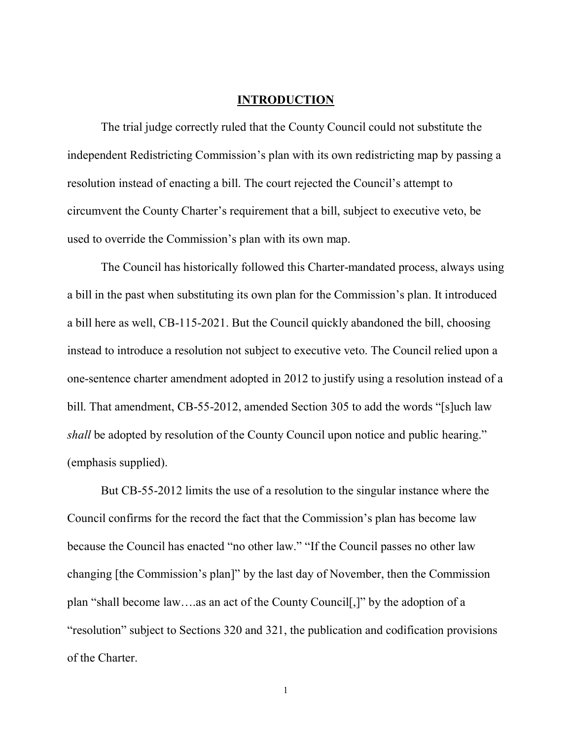## INTRODUCTION

The trial judge correctly ruled that the County Council could not substitute the independent Redistricting Commission's plan with its own redistricting map by passing a resolution instead of enacting a bill. The court rejected the Council's attempt to circumvent the County Charter's requirement that a bill, subject to executive veto, be used to override the Commission's plan with its own map.

The Council has historically followed this Charter-mandated process, always using a bill in the past when substituting its own plan for the Commission's plan. It introduced a bill here as well, CB-115-2021. But the Council quickly abandoned the bill, choosing instead to introduce a resolution not subject to executive veto. The Council relied upon a one-sentence charter amendment adopted in 2012 to justify using a resolution instead of a bill. That amendment, CB-55-2012, amended Section 305 to add the words "[s]uch law *shall* be adopted by resolution of the County Council upon notice and public hearing." (emphasis supplied).

But CB-55-2012 limits the use of a resolution to the singular instance where the Council confirms for the record the fact that the Commission's plan has become law because the Council has enacted "no other law." "If the Council passes no other law changing [the Commission's plan]" by the last day of November, then the Commission plan "shall become law….as an act of the County Council[,]" by the adoption of a "resolution" subject to Sections 320 and 321, the publication and codification provisions of the Charter.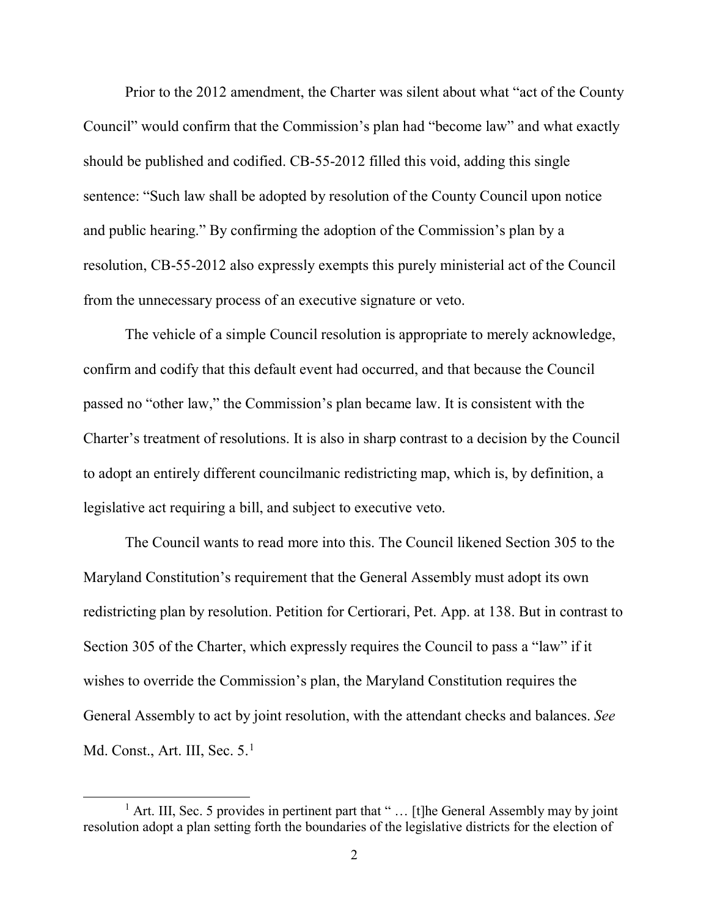Prior to the 2012 amendment, the Charter was silent about what "act of the County Council" would confirm that the Commission's plan had "become law" and what exactly should be published and codified. CB-55-2012 filled this void, adding this single sentence: "Such law shall be adopted by resolution of the County Council upon notice and public hearing." By confirming the adoption of the Commission's plan by a resolution, CB-55-2012 also expressly exempts this purely ministerial act of the Council from the unnecessary process of an executive signature or veto.

The vehicle of a simple Council resolution is appropriate to merely acknowledge, confirm and codify that this default event had occurred, and that because the Council passed no "other law," the Commission's plan became law. It is consistent with the Charter's treatment of resolutions. It is also in sharp contrast to a decision by the Council to adopt an entirely different councilmanic redistricting map, which is, by definition, a legislative act requiring a bill, and subject to executive veto.

The Council wants to read more into this. The Council likened Section 305 to the Maryland Constitution's requirement that the General Assembly must adopt its own redistricting plan by resolution. Petition for Certiorari, Pet. App. at 138. But in contrast to Section 305 of the Charter, which expressly requires the Council to pass a "law" if it wishes to override the Commission's plan, the Maryland Constitution requires the General Assembly to act by joint resolution, with the attendant checks and balances. *See* Md. Const., Art. III, Sec. 5.[1]

[1] Art. III, Sec. 5 provides in pertinent part that " … [t]he General Assembly may by joint resolution adopt a plan setting forth the boundaries of the legislative districts for the election of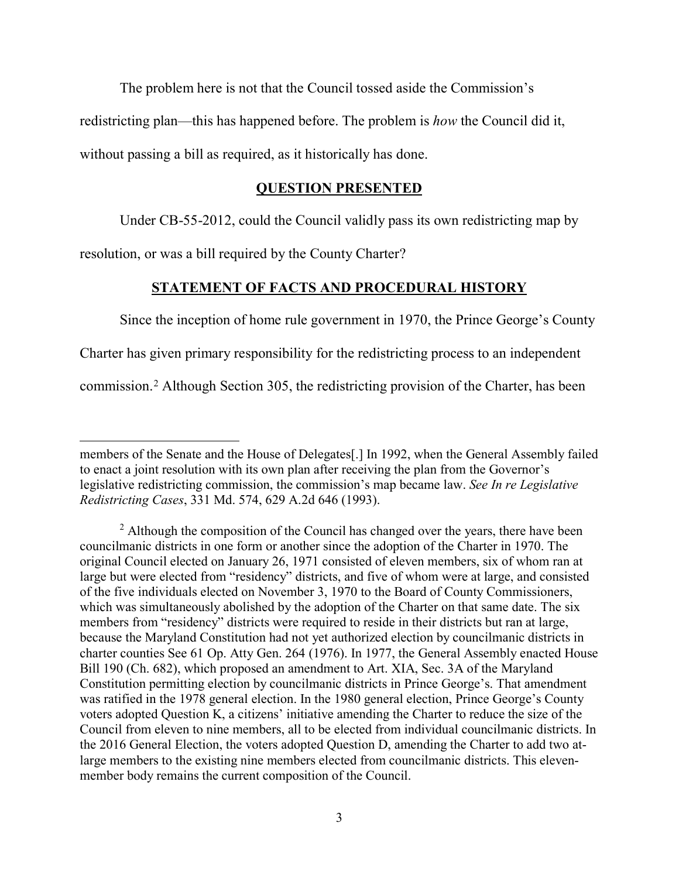The problem here is not that the Council tossed aside the Commission's redistricting plan—this has happened before. The problem is *how* the Council did it, without passing a bill as required, as it historically has done.

## QUESTION PRESENTED

Under CB-55-2012, could the Council validly pass its own redistricting map by resolution, or was a bill required by the County Charter?

## STATEMENT OF FACTS AND PROCEDURAL HISTORY

Since the inception of home rule government in 1970, the Prince George's County Charter has given primary responsibility for the redistricting process to an independent commission.[2] Although Section 305, the redistricting provision of the Charter, has been

---

members of the Senate and the House of Delegates[.] In 1992, when the General Assembly failed to enact a joint resolution with its own plan after receiving the plan from the Governor's legislative redistricting commission, the commission's map became law. *See In re Legislative Redistricting Cases*, 331 Md. 574, 629 A.2d 646 (1993).

[2] Although the composition of the Council has changed over the years, there have been councilmanic districts in one form or another since the adoption of the Charter in 1970. The original Council elected on January 26, 1971 consisted of eleven members, six of whom ran at large but were elected from "residency" districts, and five of whom were at large, and consisted of the five individuals elected on November 3, 1970 to the Board of County Commissioners, which was simultaneously abolished by the adoption of the Charter on that same date. The six members from "residency" districts were required to reside in their districts but ran at large, because the Maryland Constitution had not yet authorized election by councilmanic districts in charter counties See 61 Op. Atty Gen. 264 (1976). In 1977, the General Assembly enacted House Bill 190 (Ch. 682), which proposed an amendment to Art. XIA, Sec. 3A of the Maryland Constitution permitting election by councilmanic districts in Prince George's. That amendment was ratified in the 1978 general election. In the 1980 general election, Prince George's County voters adopted Question K, a citizens' initiative amending the Charter to reduce the size of the Council from eleven to nine members, all to be elected from individual councilmanic districts. In the 2016 General Election, the voters adopted Question D, amending the Charter to add two at-large members to the existing nine members elected from councilmanic districts. This eleven-member body remains the current composition of the Council.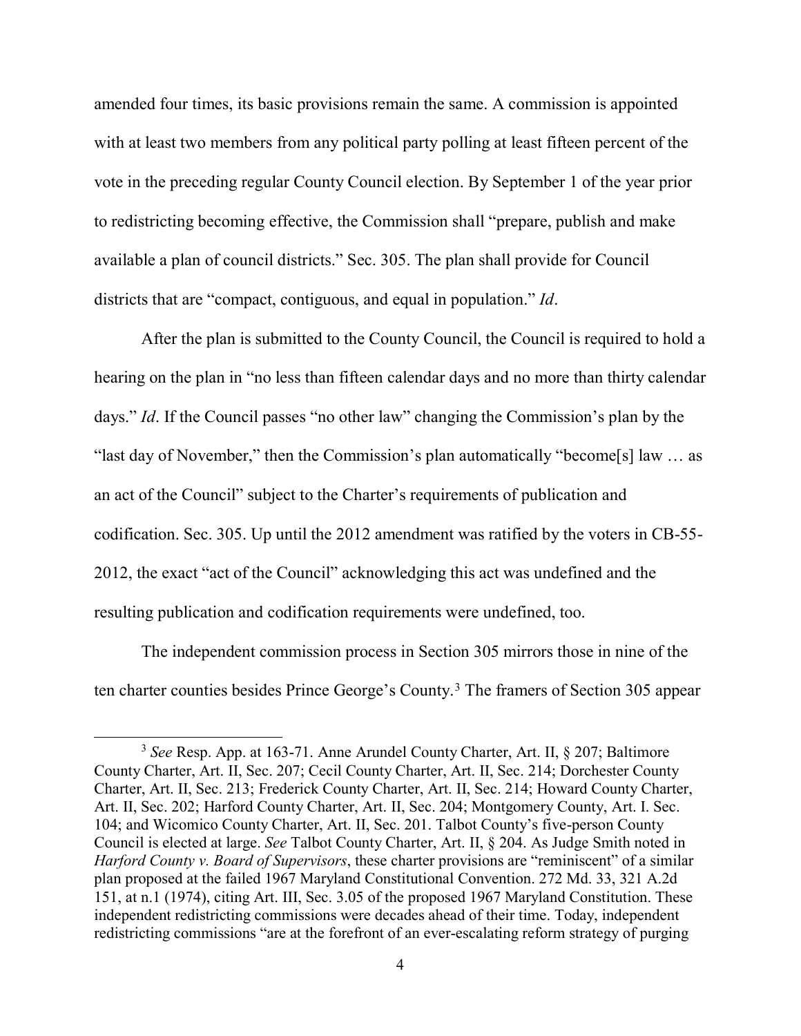amended four times, its basic provisions remain the same. A commission is appointed with at least two members from any political party polling at least fifteen percent of the vote in the preceding regular County Council election. By September 1 of the year prior to redistricting becoming effective, the Commission shall "prepare, publish and make available a plan of council districts." Sec. 305. The plan shall provide for Council districts that are "compact, contiguous, and equal in population." *Id*.

After the plan is submitted to the County Council, the Council is required to hold a hearing on the plan in "no less than fifteen calendar days and no more than thirty calendar days." *Id*. If the Council passes "no other law" changing the Commission's plan by the "last day of November," then the Commission's plan automatically "become[s] law … as an act of the Council" subject to the Charter's requirements of publication and codification. Sec. 305. Up until the 2012 amendment was ratified by the voters in CB-55-2012, the exact "act of the Council" acknowledging this act was undefined and the resulting publication and codification requirements were undefined, too.

The independent commission process in Section 305 mirrors those in nine of the ten charter counties besides Prince George's County.[3] The framers of Section 305 appear

[3] *See* Resp. App. at 163-71. Anne Arundel County Charter, Art. II, § 207; Baltimore County Charter, Art. II, Sec. 207; Cecil County Charter, Art. II, Sec. 214; Dorchester County Charter, Art. II, Sec. 213; Frederick County Charter, Art. II, Sec. 214; Howard County Charter, Art. II, Sec. 202; Harford County Charter, Art. II, Sec. 204; Montgomery County, Art. I. Sec. 104; and Wicomico County Charter, Art. II, Sec. 201. Talbot County's five-person County Council is elected at large. *See* Talbot County Charter, Art. II, § 204. As Judge Smith noted in *Harford County v. Board of Supervisors*, these charter provisions are "reminiscent" of a similar plan proposed at the failed 1967 Maryland Constitutional Convention. 272 Md. 33, 321 A.2d 151, at n.1 (1974), citing Art. III, Sec. 3.05 of the proposed 1967 Maryland Constitution. These independent redistricting commissions were decades ahead of their time. Today, independent redistricting commissions "are at the forefront of an ever-escalating reform strategy of purging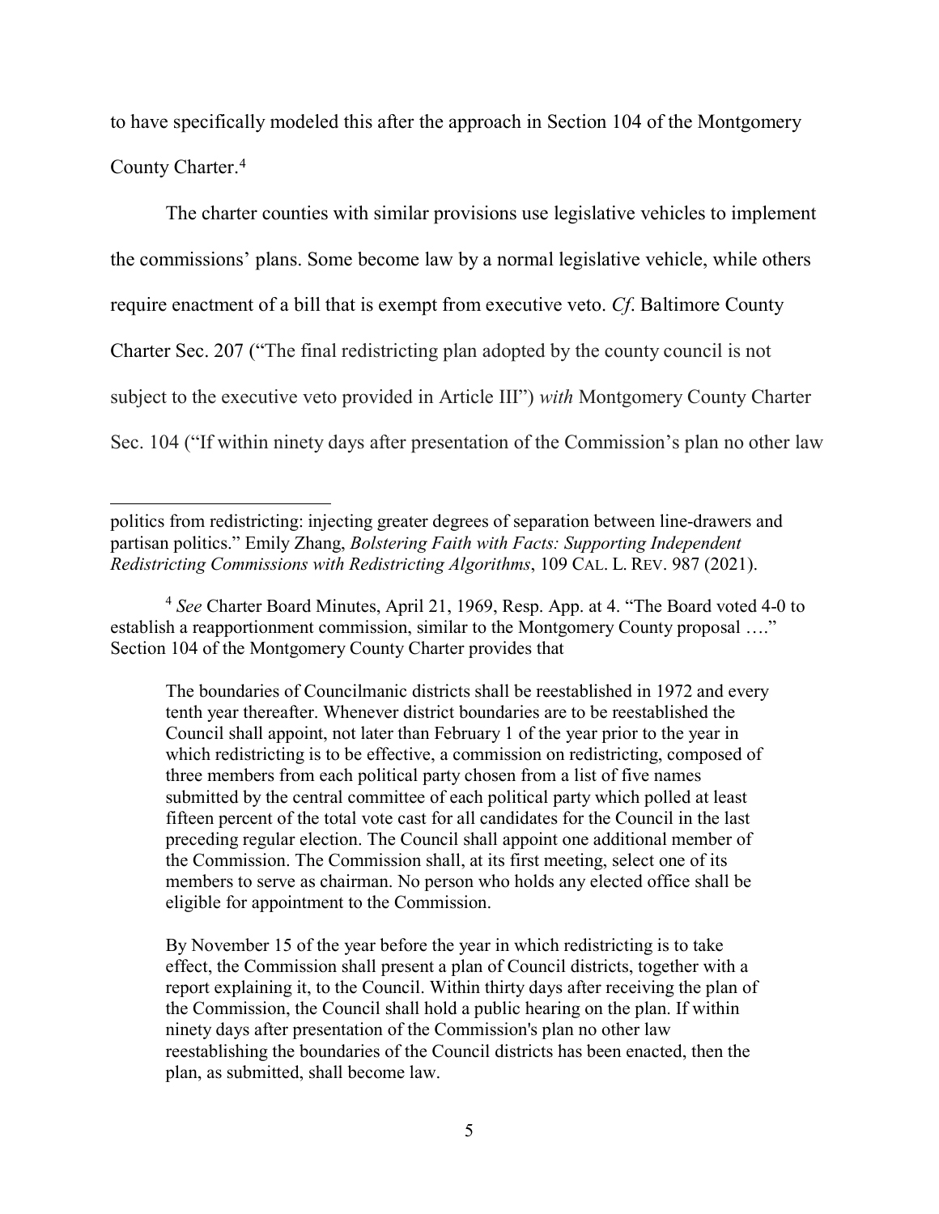to have specifically modeled this after the approach in Section 104 of the Montgomery County Charter.[4]

The charter counties with similar provisions use legislative vehicles to implement the commissions' plans. Some become law by a normal legislative vehicle, while others require enactment of a bill that is exempt from executive veto. *Cf*. Baltimore County Charter Sec. 207 ("The final redistricting plan adopted by the county council is not subject to the executive veto provided in Article III") *with* Montgomery County Charter Sec. 104 ("If within ninety days after presentation of the Commission's plan no other law

---

politics from redistricting: injecting greater degrees of separation between line-drawers and partisan politics." Emily Zhang, *Bolstering Faith with Facts: Supporting Independent Redistricting Commissions with Redistricting Algorithms*, 109 CAL. L. REV. 987 (2021).

[4] *See* Charter Board Minutes, April 21, 1969, Resp. App. at 4. "The Board voted 4-0 to establish a reapportionment commission, similar to the Montgomery County proposal …." Section 104 of the Montgomery County Charter provides that

> The boundaries of Councilmanic districts shall be reestablished in 1972 and every tenth year thereafter. Whenever district boundaries are to be reestablished the Council shall appoint, not later than February 1 of the year prior to the year in which redistricting is to be effective, a commission on redistricting, composed of three members from each political party chosen from a list of five names submitted by the central committee of each political party which polled at least fifteen percent of the total vote cast for all candidates for the Council in the last preceding regular election. The Council shall appoint one additional member of the Commission. The Commission shall, at its first meeting, select one of its members to serve as chairman. No person who holds any elected office shall be eligible for appointment to the Commission.
>
> By November 15 of the year before the year in which redistricting is to take effect, the Commission shall present a plan of Council districts, together with a report explaining it, to the Council. Within thirty days after receiving the plan of the Commission, the Council shall hold a public hearing on the plan. If within ninety days after presentation of the Commission's plan no other law reestablishing the boundaries of the Council districts has been enacted, then the plan, as submitted, shall become law.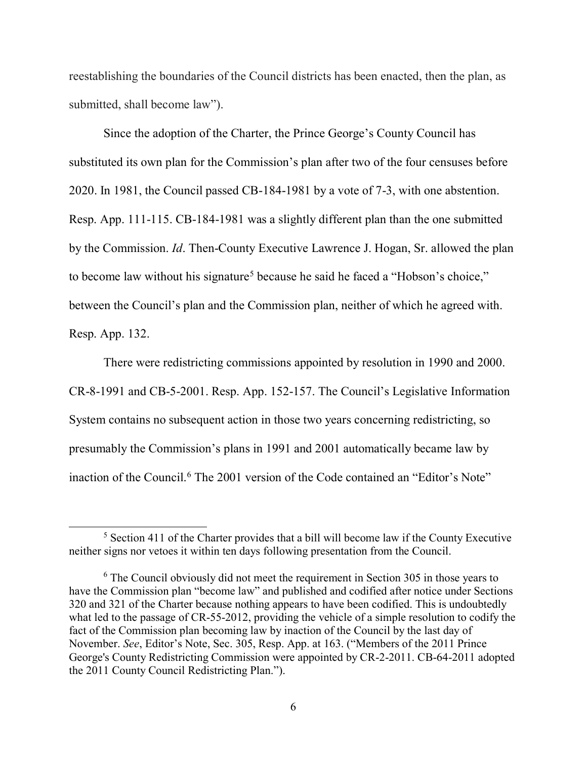reestablishing the boundaries of the Council districts has been enacted, then the plan, as submitted, shall become law").

Since the adoption of the Charter, the Prince George's County Council has substituted its own plan for the Commission's plan after two of the four censuses before 2020. In 1981, the Council passed CB-184-1981 by a vote of 7-3, with one abstention. Resp. App. 111-115. CB-184-1981 was a slightly different plan than the one submitted by the Commission. *Id*. Then-County Executive Lawrence J. Hogan, Sr. allowed the plan to become law without his signature[5] because he said he faced a "Hobson's choice," between the Council's plan and the Commission plan, neither of which he agreed with. Resp. App. 132.

There were redistricting commissions appointed by resolution in 1990 and 2000. CR-8-1991 and CB-5-2001. Resp. App. 152-157. The Council's Legislative Information System contains no subsequent action in those two years concerning redistricting, so presumably the Commission's plans in 1991 and 2001 automatically became law by inaction of the Council.[6] The 2001 version of the Code contained an "Editor's Note"

---

[5] Section 411 of the Charter provides that a bill will become law if the County Executive neither signs nor vetoes it within ten days following presentation from the Council.

[6] The Council obviously did not meet the requirement in Section 305 in those years to have the Commission plan "become law" and published and codified after notice under Sections 320 and 321 of the Charter because nothing appears to have been codified. This is undoubtedly what led to the passage of CR-55-2012, providing the vehicle of a simple resolution to codify the fact of the Commission plan becoming law by inaction of the Council by the last day of November. *See*, Editor's Note, Sec. 305, Resp. App. at 163. ("Members of the 2011 Prince George's County Redistricting Commission were appointed by CR-2-2011. CB-64-2011 adopted the 2011 County Council Redistricting Plan.").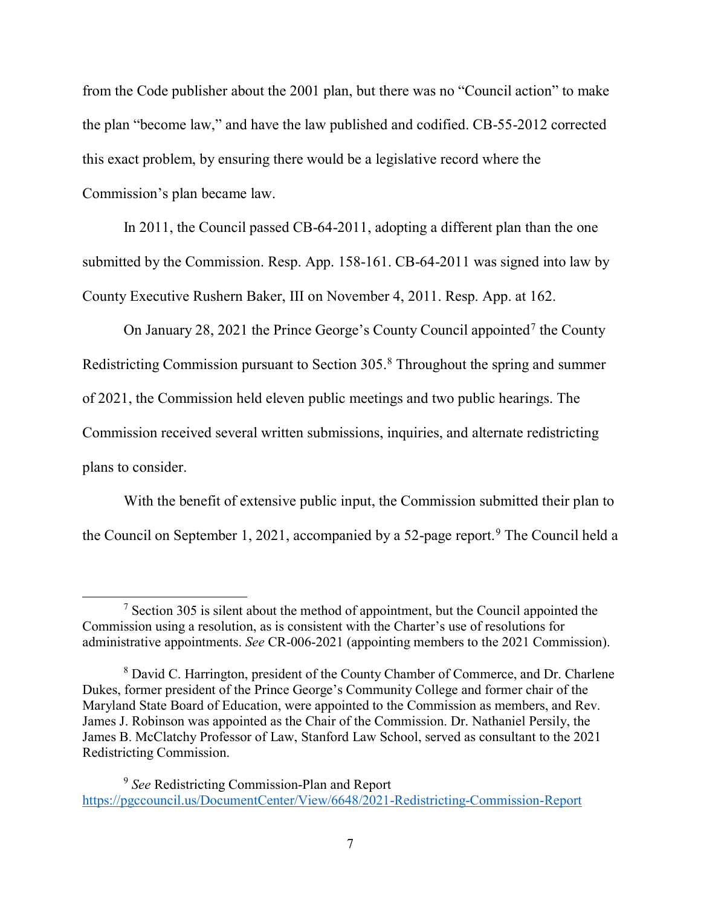from the Code publisher about the 2001 plan, but there was no "Council action" to make the plan "become law," and have the law published and codified. CB-55-2012 corrected this exact problem, by ensuring there would be a legislative record where the Commission's plan became law.

In 2011, the Council passed CB-64-2011, adopting a different plan than the one submitted by the Commission. Resp. App. 158-161. CB-64-2011 was signed into law by County Executive Rushern Baker, III on November 4, 2011. Resp. App. at 162.

On January 28, 2021 the Prince George's County Council appointed[7] the County Redistricting Commission pursuant to Section 305.[8] Throughout the spring and summer of 2021, the Commission held eleven public meetings and two public hearings. The Commission received several written submissions, inquiries, and alternate redistricting plans to consider.

With the benefit of extensive public input, the Commission submitted their plan to the Council on September 1, 2021, accompanied by a 52-page report.[9] The Council held a

---

[7] Section 305 is silent about the method of appointment, but the Council appointed the Commission using a resolution, as is consistent with the Charter's use of resolutions for administrative appointments. *See* CR-006-2021 (appointing members to the 2021 Commission).

[8] David C. Harrington, president of the County Chamber of Commerce, and Dr. Charlene Dukes, former president of the Prince George's Community College and former chair of the Maryland State Board of Education, were appointed to the Commission as members, and Rev. James J. Robinson was appointed as the Chair of the Commission. Dr. Nathaniel Persily, the James B. McClatchy Professor of Law, Stanford Law School, served as consultant to the 2021 Redistricting Commission.

[9] *See* Redistricting Commission-Plan and Report https://pgccouncil.us/DocumentCenter/View/6648/2021-Redistricting-Commission-Report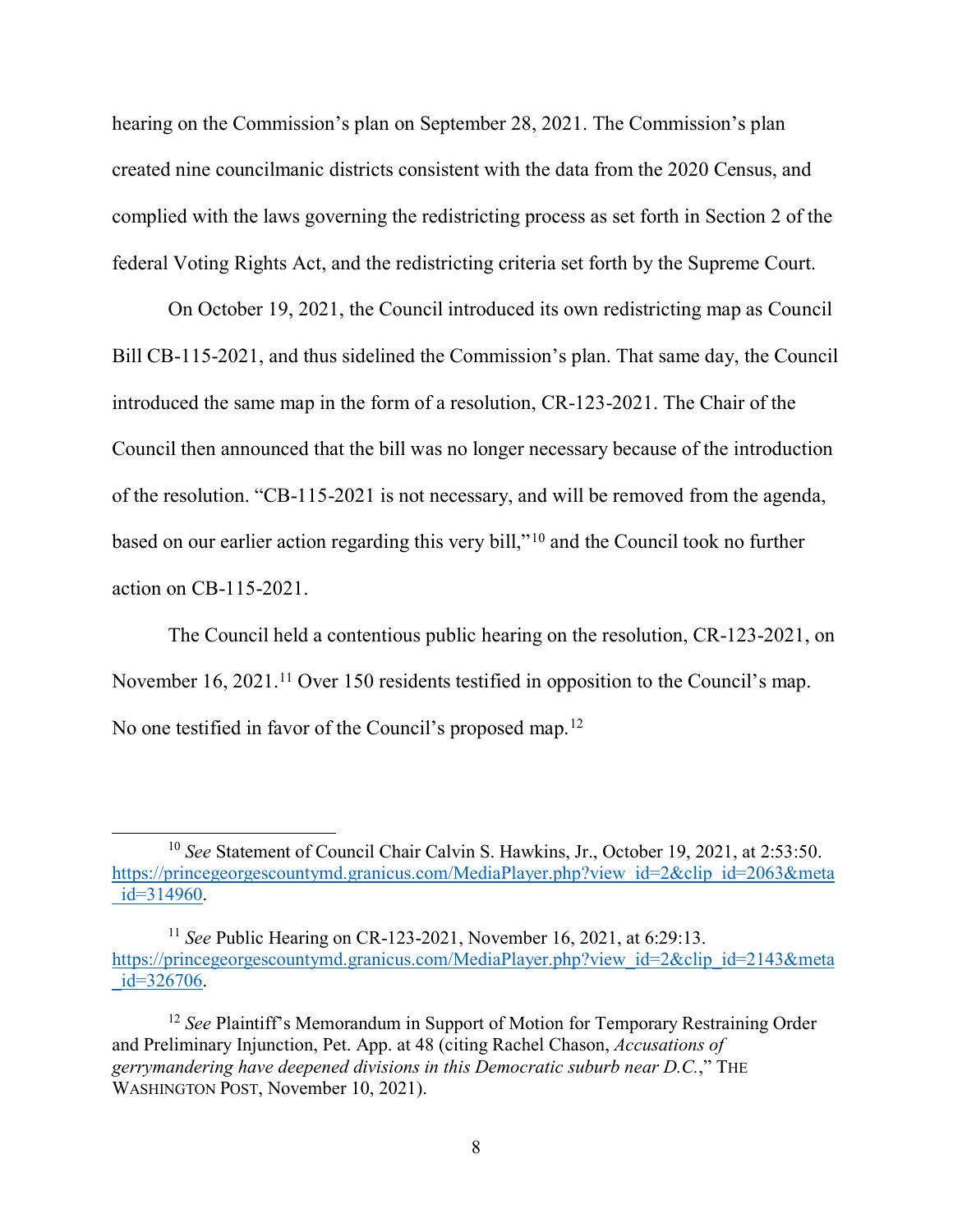hearing on the Commission's plan on September 28, 2021. The Commission's plan created nine councilmanic districts consistent with the data from the 2020 Census, and complied with the laws governing the redistricting process as set forth in Section 2 of the federal Voting Rights Act, and the redistricting criteria set forth by the Supreme Court.

On October 19, 2021, the Council introduced its own redistricting map as Council Bill CB-115-2021, and thus sidelined the Commission's plan. That same day, the Council introduced the same map in the form of a resolution, CR-123-2021. The Chair of the Council then announced that the bill was no longer necessary because of the introduction of the resolution. "CB-115-2021 is not necessary, and will be removed from the agenda, based on our earlier action regarding this very bill,"[10] and the Council took no further action on CB-115-2021.

The Council held a contentious public hearing on the resolution, CR-123-2021, on November 16, 2021.[11] Over 150 residents testified in opposition to the Council's map. No one testified in favor of the Council's proposed map.[12]

---

[10] *See* Statement of Council Chair Calvin S. Hawkins, Jr., October 19, 2021, at 2:53:50. https://princegeorgescountymd.granicus.com/MediaPlayer.php?view_id=2&clip_id=2063&meta_id=314960.

[11] *See* Public Hearing on CR-123-2021, November 16, 2021, at 6:29:13. https://princegeorgescountymd.granicus.com/MediaPlayer.php?view_id=2&clip_id=2143&meta_id=326706.

[12] *See* Plaintiff's Memorandum in Support of Motion for Temporary Restraining Order and Preliminary Injunction, Pet. App. at 48 (citing Rachel Chason, *Accusations of gerrymandering have deepened divisions in this Democratic suburb near D.C.*," THE WASHINGTON POST, November 10, 2021).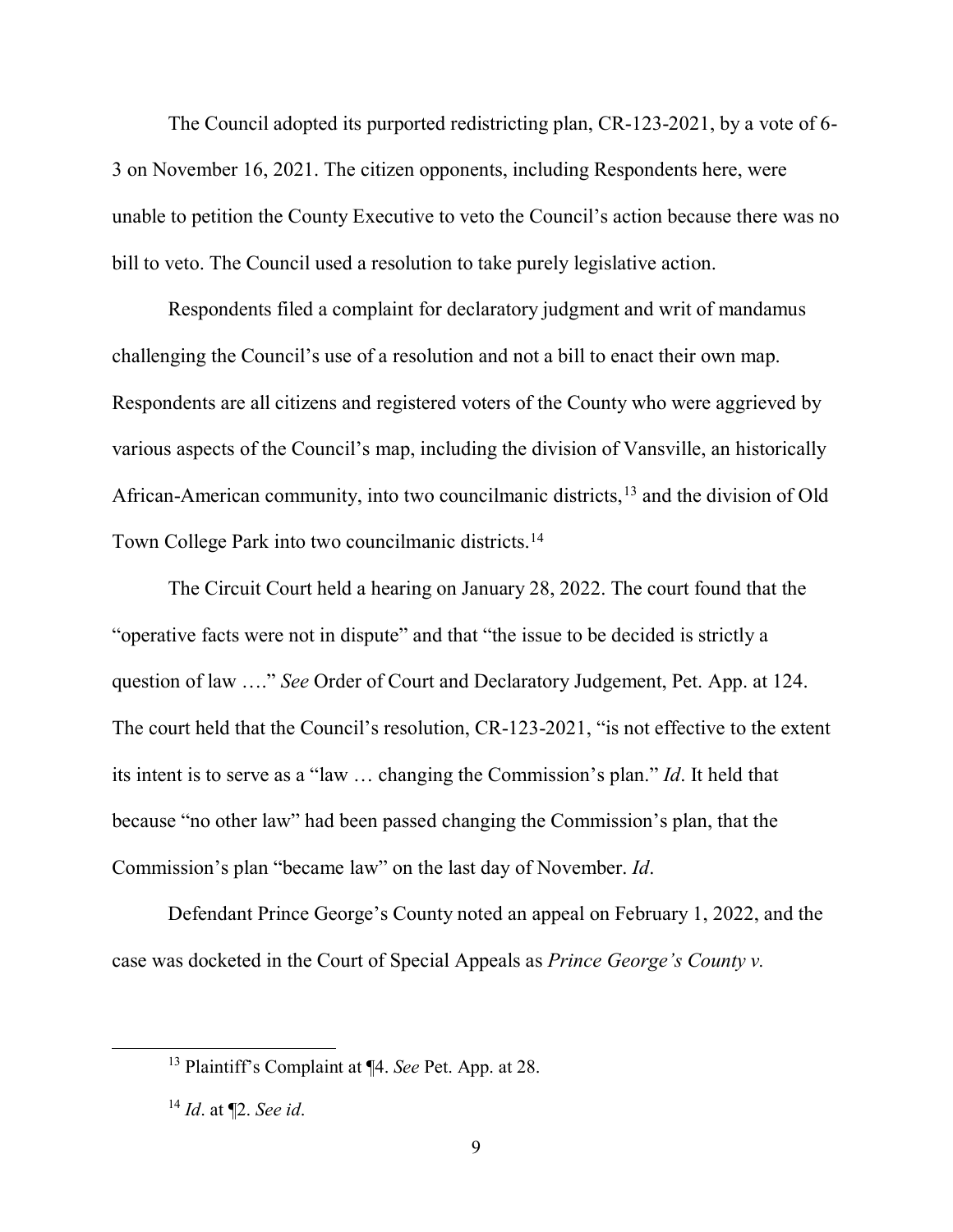The Council adopted its purported redistricting plan, CR-123-2021, by a vote of 6-3 on November 16, 2021. The citizen opponents, including Respondents here, were unable to petition the County Executive to veto the Council's action because there was no bill to veto. The Council used a resolution to take purely legislative action.

Respondents filed a complaint for declaratory judgment and writ of mandamus challenging the Council's use of a resolution and not a bill to enact their own map. Respondents are all citizens and registered voters of the County who were aggrieved by various aspects of the Council's map, including the division of Vansville, an historically African-American community, into two councilmanic districts,[13] and the division of Old Town College Park into two councilmanic districts.[14]

The Circuit Court held a hearing on January 28, 2022. The court found that the "operative facts were not in dispute" and that "the issue to be decided is strictly a question of law …." *See* Order of Court and Declaratory Judgement, Pet. App. at 124. The court held that the Council's resolution, CR-123-2021, "is not effective to the extent its intent is to serve as a "law … changing the Commission's plan." *Id*. It held that because "no other law" had been passed changing the Commission's plan, that the Commission's plan "became law" on the last day of November. *Id*.

Defendant Prince George's County noted an appeal on February 1, 2022, and the case was docketed in the Court of Special Appeals as *Prince George's County v.*

---

[13] Plaintiff's Complaint at ¶4. *See* Pet. App. at 28.

[14] *Id*. at ¶2. *See id*.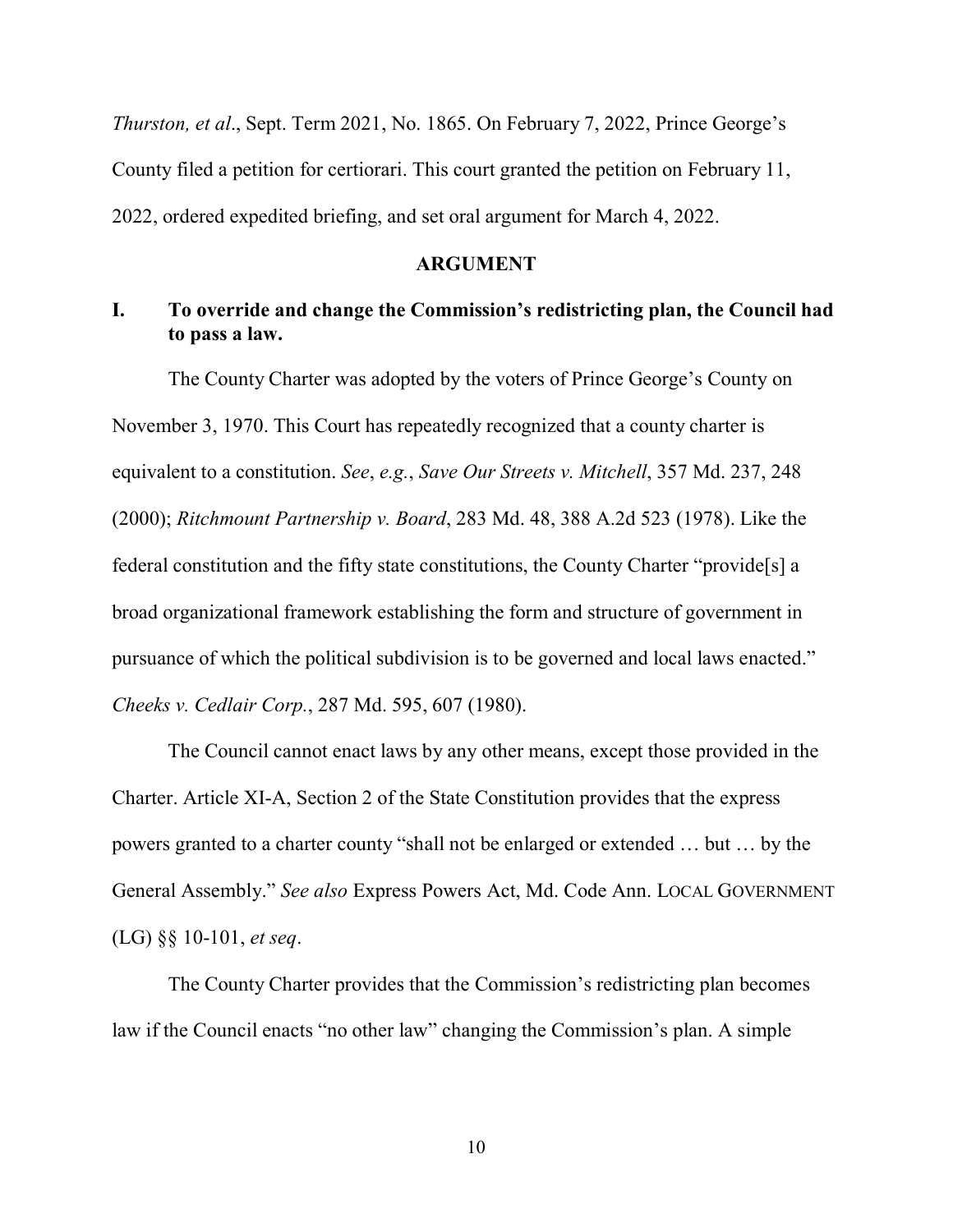*Thurston, et al*., Sept. Term 2021, No. 1865. On February 7, 2022, Prince George's County filed a petition for certiorari. This court granted the petition on February 11, 2022, ordered expedited briefing, and set oral argument for March 4, 2022.

## ARGUMENT

### I. To override and change the Commission's redistricting plan, the Council had to pass a law.

The County Charter was adopted by the voters of Prince George's County on November 3, 1970. This Court has repeatedly recognized that a county charter is equivalent to a constitution. *See*, *e.g.*, *Save Our Streets v. Mitchell*, 357 Md. 237, 248 (2000); *Ritchmount Partnership v. Board*, 283 Md. 48, 388 A.2d 523 (1978). Like the federal constitution and the fifty state constitutions, the County Charter "provide[s] a broad organizational framework establishing the form and structure of government in pursuance of which the political subdivision is to be governed and local laws enacted." *Cheeks v. Cedlair Corp.*, 287 Md. 595, 607 (1980).

The Council cannot enact laws by any other means, except those provided in the Charter. Article XI-A, Section 2 of the State Constitution provides that the express powers granted to a charter county "shall not be enlarged or extended … but … by the General Assembly." *See also* Express Powers Act, Md. Code Ann. LOCAL GOVERNMENT (LG) §§ 10-101, *et seq*.

The County Charter provides that the Commission's redistricting plan becomes law if the Council enacts "no other law" changing the Commission's plan. A simple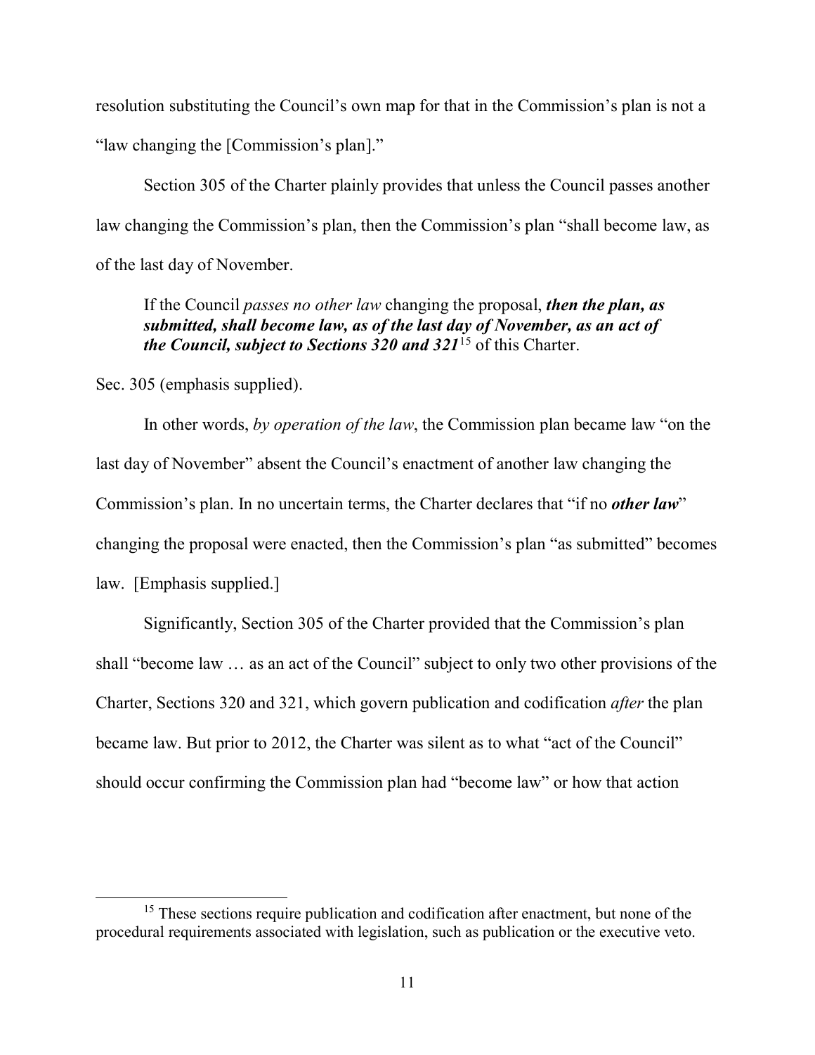resolution substituting the Council's own map for that in the Commission's plan is not a "law changing the [Commission's plan]."

Section 305 of the Charter plainly provides that unless the Council passes another law changing the Commission's plan, then the Commission's plan "shall become law, as of the last day of November.

> If the Council *passes no other law* changing the proposal, ***then the plan, as submitted, shall become law, as of the last day of November, as an act of the Council, subject to Sections 320 and 321***[15] of this Charter.

Sec. 305 (emphasis supplied).

In other words, *by operation of the law*, the Commission plan became law "on the last day of November" absent the Council's enactment of another law changing the Commission's plan. In no uncertain terms, the Charter declares that "if no ***other law***" changing the proposal were enacted, then the Commission's plan "as submitted" becomes law. [Emphasis supplied.]

Significantly, Section 305 of the Charter provided that the Commission's plan shall "become law … as an act of the Council" subject to only two other provisions of the Charter, Sections 320 and 321, which govern publication and codification *after* the plan became law. But prior to 2012, the Charter was silent as to what "act of the Council" should occur confirming the Commission plan had "become law" or how that action

[15] These sections require publication and codification after enactment, but none of the procedural requirements associated with legislation, such as publication or the executive veto.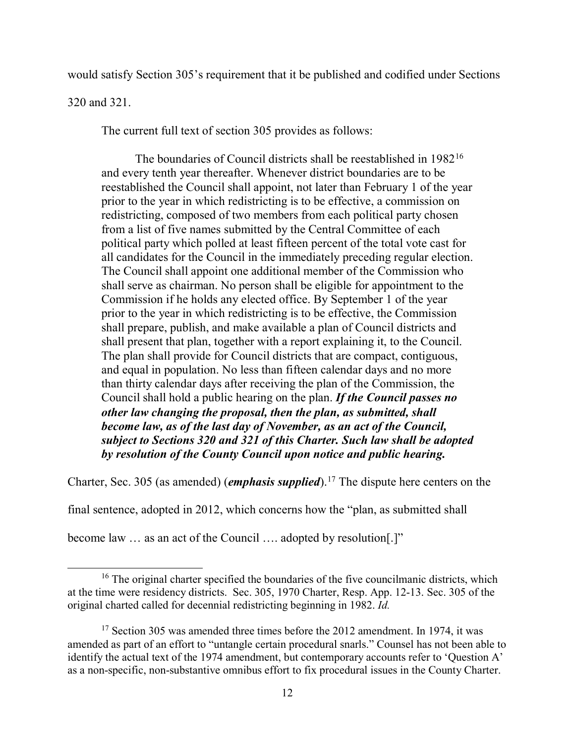would satisfy Section 305's requirement that it be published and codified under Sections 320 and 321.

The current full text of section 305 provides as follows:

> The boundaries of Council districts shall be reestablished in 1982[16] and every tenth year thereafter. Whenever district boundaries are to be reestablished the Council shall appoint, not later than February 1 of the year prior to the year in which redistricting is to be effective, a commission on redistricting, composed of two members from each political party chosen from a list of five names submitted by the Central Committee of each political party which polled at least fifteen percent of the total vote cast for all candidates for the Council in the immediately preceding regular election. The Council shall appoint one additional member of the Commission who shall serve as chairman. No person shall be eligible for appointment to the Commission if he holds any elected office. By September 1 of the year prior to the year in which redistricting is to be effective, the Commission shall prepare, publish, and make available a plan of Council districts and shall present that plan, together with a report explaining it, to the Council. The plan shall provide for Council districts that are compact, contiguous, and equal in population. No less than fifteen calendar days and no more than thirty calendar days after receiving the plan of the Commission, the Council shall hold a public hearing on the plan. ***If the Council passes no other law changing the proposal, then the plan, as submitted, shall become law, as of the last day of November, as an act of the Council, subject to Sections 320 and 321 of this Charter. Such law shall be adopted by resolution of the County Council upon notice and public hearing.***

Charter, Sec. 305 (as amended) (***emphasis supplied***).[17] The dispute here centers on the final sentence, adopted in 2012, which concerns how the "plan, as submitted shall become law … as an act of the Council …. adopted by resolution[.]"

[16] The original charter specified the boundaries of the five councilmanic districts, which at the time were residency districts. Sec. 305, 1970 Charter, Resp. App. 12-13. Sec. 305 of the original charted called for decennial redistricting beginning in 1982. *Id.*

[17] Section 305 was amended three times before the 2012 amendment. In 1974, it was amended as part of an effort to "untangle certain procedural snarls." Counsel has not been able to identify the actual text of the 1974 amendment, but contemporary accounts refer to 'Question A' as a non-specific, non-substantive omnibus effort to fix procedural issues in the County Charter.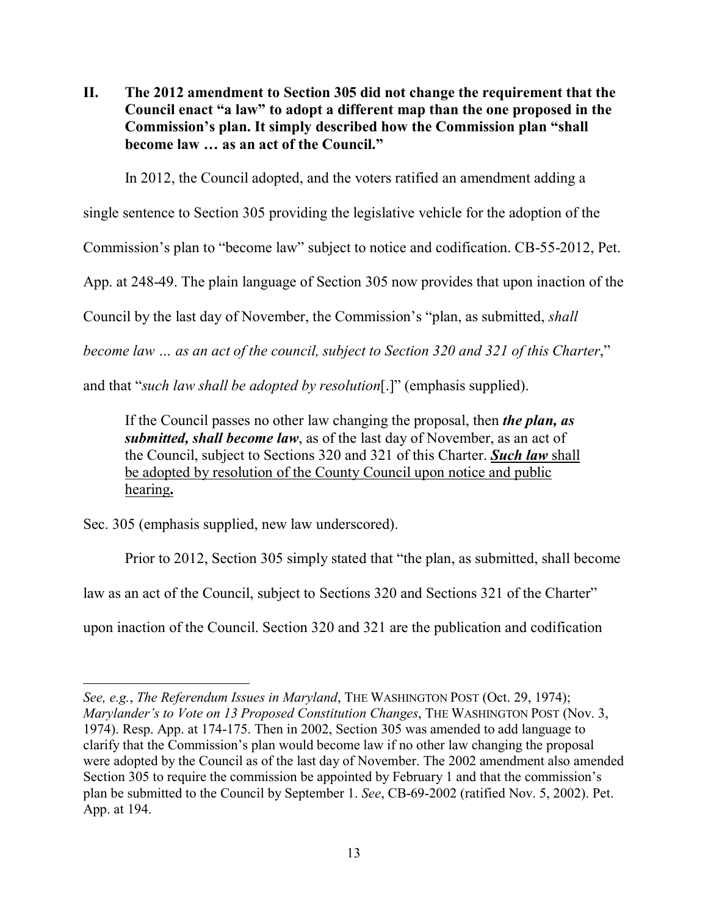## II. The 2012 amendment to Section 305 did not change the requirement that the Council enact "a law" to adopt a different map than the one proposed in the Commission's plan. It simply described how the Commission plan "shall become law … as an act of the Council."

In 2012, the Council adopted, and the voters ratified an amendment adding a single sentence to Section 305 providing the legislative vehicle for the adoption of the Commission's plan to "become law" subject to notice and codification. CB-55-2012, Pet. App. at 248-49. The plain language of Section 305 now provides that upon inaction of the Council by the last day of November, the Commission's "plan, as submitted, *shall become law … as an act of the council, subject to Section 320 and 321 of this Charter*," and that "*such law shall be adopted by resolution*[.]" (emphasis supplied).

> If the Council passes no other law changing the proposal, then ***the plan, as submitted, shall become law***, as of the last day of November, as an act of the Council, subject to Sections 320 and 321 of this Charter. <u>***Such law*** shall be adopted by resolution of the County Council upon notice and public hearing</u>**.**

Sec. 305 (emphasis supplied, new law underscored).

Prior to 2012, Section 305 simply stated that "the plan, as submitted, shall become law as an act of the Council, subject to Sections 320 and Sections 321 of the Charter" upon inaction of the Council. Section 320 and 321 are the publication and codification

---

*See, e.g.*, *The Referendum Issues in Maryland*, THE WASHINGTON POST (Oct. 29, 1974); *Marylander's to Vote on 13 Proposed Constitution Changes*, THE WASHINGTON POST (Nov. 3, 1974). Resp. App. at 174-175. Then in 2002, Section 305 was amended to add language to clarify that the Commission's plan would become law if no other law changing the proposal were adopted by the Council as of the last day of November. The 2002 amendment also amended Section 305 to require the commission be appointed by February 1 and that the commission's plan be submitted to the Council by September 1. *See*, CB-69-2002 (ratified Nov. 5, 2002). Pet. App. at 194.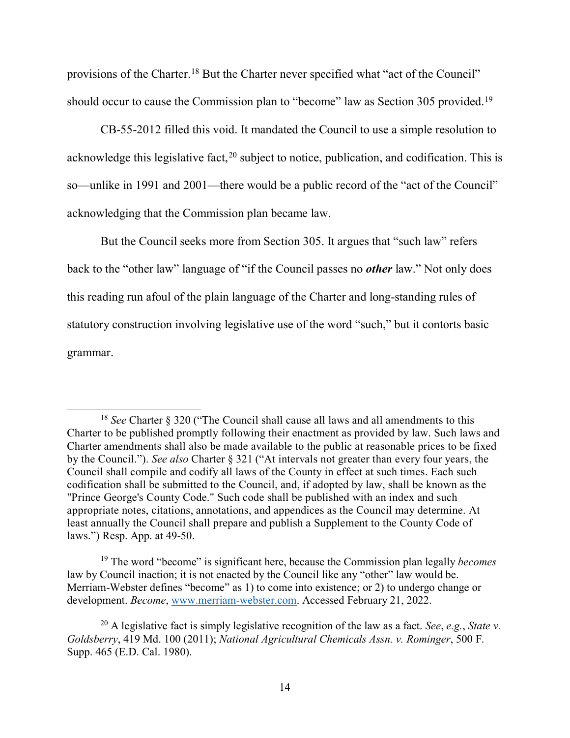provisions of the Charter.[18] But the Charter never specified what "act of the Council" should occur to cause the Commission plan to "become" law as Section 305 provided.[19]

CB-55-2012 filled this void. It mandated the Council to use a simple resolution to acknowledge this legislative fact,[20] subject to notice, publication, and codification. This is so—unlike in 1991 and 2001—there would be a public record of the "act of the Council" acknowledging that the Commission plan became law.

But the Council seeks more from Section 305. It argues that "such law" refers back to the "other law" language of "if the Council passes no ***other*** law." Not only does this reading run afoul of the plain language of the Charter and long-standing rules of statutory construction involving legislative use of the word "such," but it contorts basic grammar.

---

[18] *See* Charter § 320 ("The Council shall cause all laws and all amendments to this Charter to be published promptly following their enactment as provided by law. Such laws and Charter amendments shall also be made available to the public at reasonable prices to be fixed by the Council."). *See also* Charter § 321 ("At intervals not greater than every four years, the Council shall compile and codify all laws of the County in effect at such times. Each such codification shall be submitted to the Council, and, if adopted by law, shall be known as the "Prince George's County Code." Such code shall be published with an index and such appropriate notes, citations, annotations, and appendices as the Council may determine. At least annually the Council shall prepare and publish a Supplement to the County Code of laws.") Resp. App. at 49-50.

[19] The word "become" is significant here, because the Commission plan legally *becomes* law by Council inaction; it is not enacted by the Council like any "other" law would be. Merriam-Webster defines "become" as 1) to come into existence; or 2) to undergo change or development. *Become*, www.merriam-webster.com. Accessed February 21, 2022.

[20] A legislative fact is simply legislative recognition of the law as a fact. *See*, *e.g.*, *State v. Goldsberry*, 419 Md. 100 (2011); *National Agricultural Chemicals Assn. v. Rominger*, 500 F. Supp. 465 (E.D. Cal. 1980).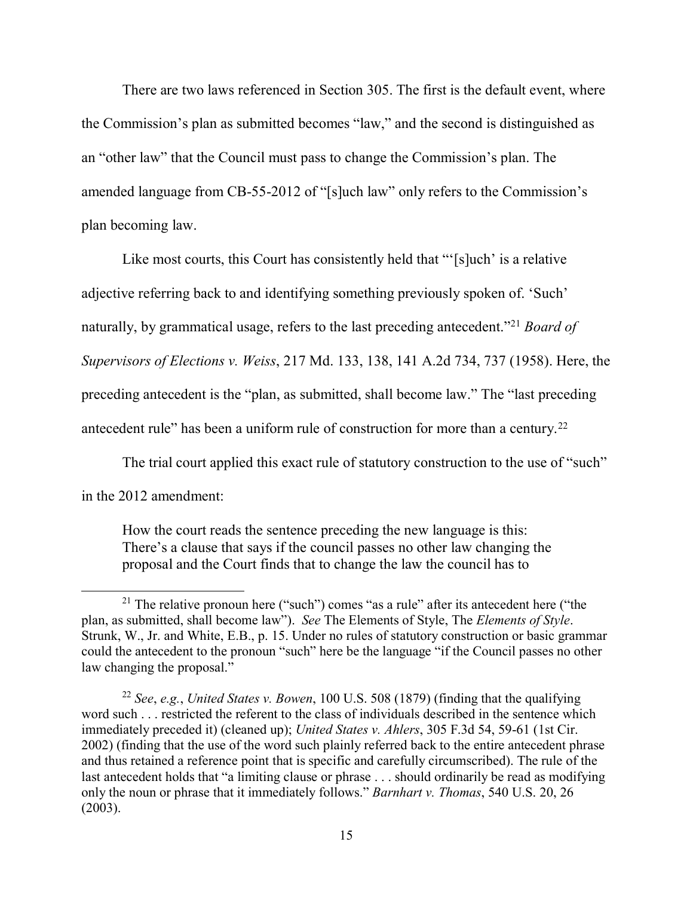There are two laws referenced in Section 305. The first is the default event, where the Commission's plan as submitted becomes "law," and the second is distinguished as an "other law" that the Council must pass to change the Commission's plan. The amended language from CB-55-2012 of "[s]uch law" only refers to the Commission's plan becoming law.

Like most courts, this Court has consistently held that "'[s]uch' is a relative adjective referring back to and identifying something previously spoken of. 'Such' naturally, by grammatical usage, refers to the last preceding antecedent."[21] *Board of Supervisors of Elections v. Weiss*, 217 Md. 133, 138, 141 A.2d 734, 737 (1958). Here, the preceding antecedent is the "plan, as submitted, shall become law." The "last preceding antecedent rule" has been a uniform rule of construction for more than a century.[22]

The trial court applied this exact rule of statutory construction to the use of "such" in the 2012 amendment:

> How the court reads the sentence preceding the new language is this: There's a clause that says if the council passes no other law changing the proposal and the Court finds that to change the law the council has to

---

[21] The relative pronoun here ("such") comes "as a rule" after its antecedent here ("the plan, as submitted, shall become law"). *See* The Elements of Style, The *Elements of Style*. Strunk, W., Jr. and White, E.B., p. 15. Under no rules of statutory construction or basic grammar could the antecedent to the pronoun "such" here be the language "if the Council passes no other law changing the proposal."

[22] *See*, *e.g.*, *United States v. Bowen*, 100 U.S. 508 (1879) (finding that the qualifying word such . . . restricted the referent to the class of individuals described in the sentence which immediately preceded it) (cleaned up); *United States v. Ahlers*, 305 F.3d 54, 59-61 (1st Cir. 2002) (finding that the use of the word such plainly referred back to the entire antecedent phrase and thus retained a reference point that is specific and carefully circumscribed). The rule of the last antecedent holds that "a limiting clause or phrase . . . should ordinarily be read as modifying only the noun or phrase that it immediately follows." *Barnhart v. Thomas*, 540 U.S. 20, 26 (2003).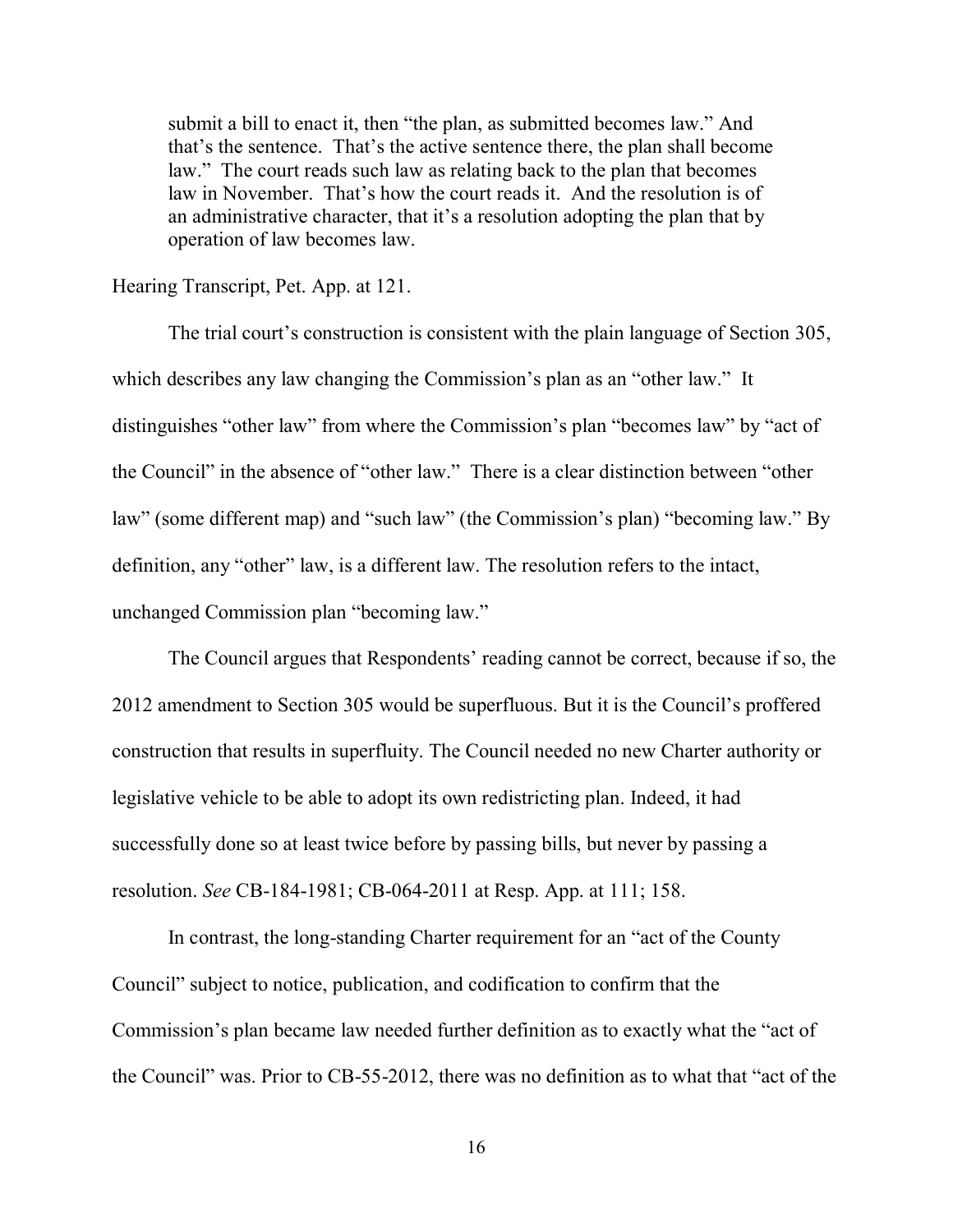> submit a bill to enact it, then "the plan, as submitted becomes law." And that's the sentence. That's the active sentence there, the plan shall become law." The court reads such law as relating back to the plan that becomes law in November. That's how the court reads it. And the resolution is of an administrative character, that it's a resolution adopting the plan that by operation of law becomes law.

Hearing Transcript, Pet. App. at 121.

The trial court's construction is consistent with the plain language of Section 305, which describes any law changing the Commission's plan as an "other law." It distinguishes "other law" from where the Commission's plan "becomes law" by "act of the Council" in the absence of "other law." There is a clear distinction between "other law" (some different map) and "such law" (the Commission's plan) "becoming law." By definition, any "other" law, is a different law. The resolution refers to the intact, unchanged Commission plan "becoming law."

The Council argues that Respondents' reading cannot be correct, because if so, the 2012 amendment to Section 305 would be superfluous. But it is the Council's proffered construction that results in superfluity. The Council needed no new Charter authority or legislative vehicle to be able to adopt its own redistricting plan. Indeed, it had successfully done so at least twice before by passing bills, but never by passing a resolution. *See* CB-184-1981; CB-064-2011 at Resp. App. at 111; 158.

In contrast, the long-standing Charter requirement for an "act of the County Council" subject to notice, publication, and codification to confirm that the Commission's plan became law needed further definition as to exactly what the "act of the Council" was. Prior to CB-55-2012, there was no definition as to what that "act of the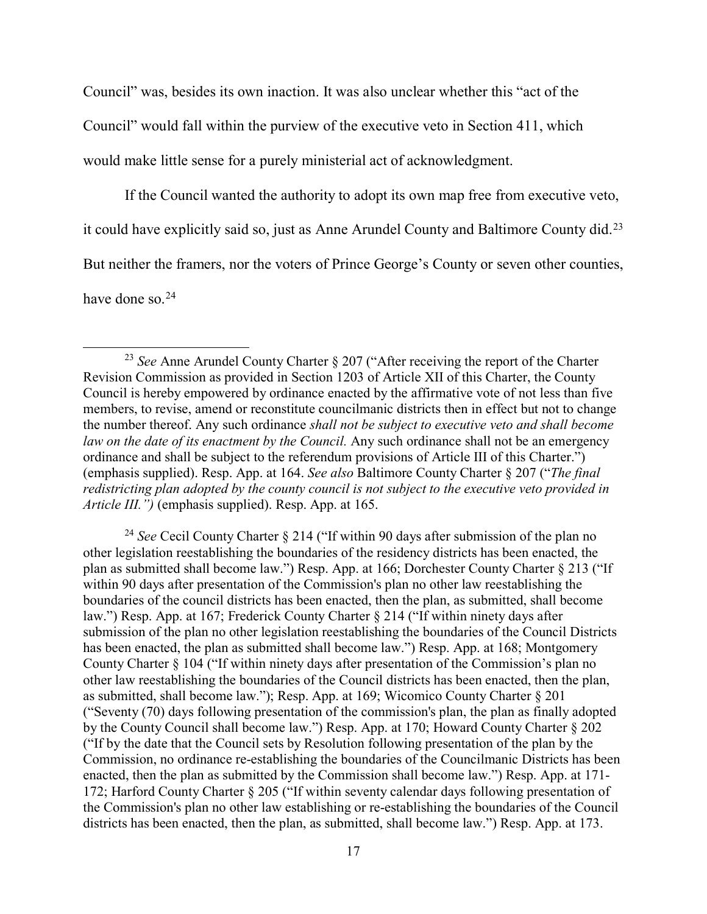Council" was, besides its own inaction. It was also unclear whether this "act of the Council" would fall within the purview of the executive veto in Section 411, which would make little sense for a purely ministerial act of acknowledgment.

If the Council wanted the authority to adopt its own map free from executive veto, it could have explicitly said so, just as Anne Arundel County and Baltimore County did.[23] But neither the framers, nor the voters of Prince George's County or seven other counties, have done so.[24]

---

[23] *See* Anne Arundel County Charter § 207 ("After receiving the report of the Charter Revision Commission as provided in Section 1203 of Article XII of this Charter, the County Council is hereby empowered by ordinance enacted by the affirmative vote of not less than five members, to revise, amend or reconstitute councilmanic districts then in effect but not to change the number thereof. Any such ordinance *shall not be subject to executive veto and shall become law on the date of its enactment by the Council.* Any such ordinance shall not be an emergency ordinance and shall be subject to the referendum provisions of Article III of this Charter.") (emphasis supplied). Resp. App. at 164. *See also* Baltimore County Charter § 207 ("*The final redistricting plan adopted by the county council is not subject to the executive veto provided in Article III.")* (emphasis supplied). Resp. App. at 165.

[24] *See* Cecil County Charter § 214 ("If within 90 days after submission of the plan no other legislation reestablishing the boundaries of the residency districts has been enacted, the plan as submitted shall become law.") Resp. App. at 166; Dorchester County Charter § 213 ("If within 90 days after presentation of the Commission's plan no other law reestablishing the boundaries of the council districts has been enacted, then the plan, as submitted, shall become law.") Resp. App. at 167; Frederick County Charter § 214 ("If within ninety days after submission of the plan no other legislation reestablishing the boundaries of the Council Districts has been enacted, the plan as submitted shall become law.") Resp. App. at 168; Montgomery County Charter § 104 ("If within ninety days after presentation of the Commission's plan no other law reestablishing the boundaries of the Council districts has been enacted, then the plan, as submitted, shall become law."); Resp. App. at 169; Wicomico County Charter § 201 ("Seventy (70) days following presentation of the commission's plan, the plan as finally adopted by the County Council shall become law.") Resp. App. at 170; Howard County Charter § 202 ("If by the date that the Council sets by Resolution following presentation of the plan by the Commission, no ordinance re-establishing the boundaries of the Councilmanic Districts has been enacted, then the plan as submitted by the Commission shall become law.") Resp. App. at 171-172; Harford County Charter § 205 ("If within seventy calendar days following presentation of the Commission's plan no other law establishing or re-establishing the boundaries of the Council districts has been enacted, then the plan, as submitted, shall become law.") Resp. App. at 173.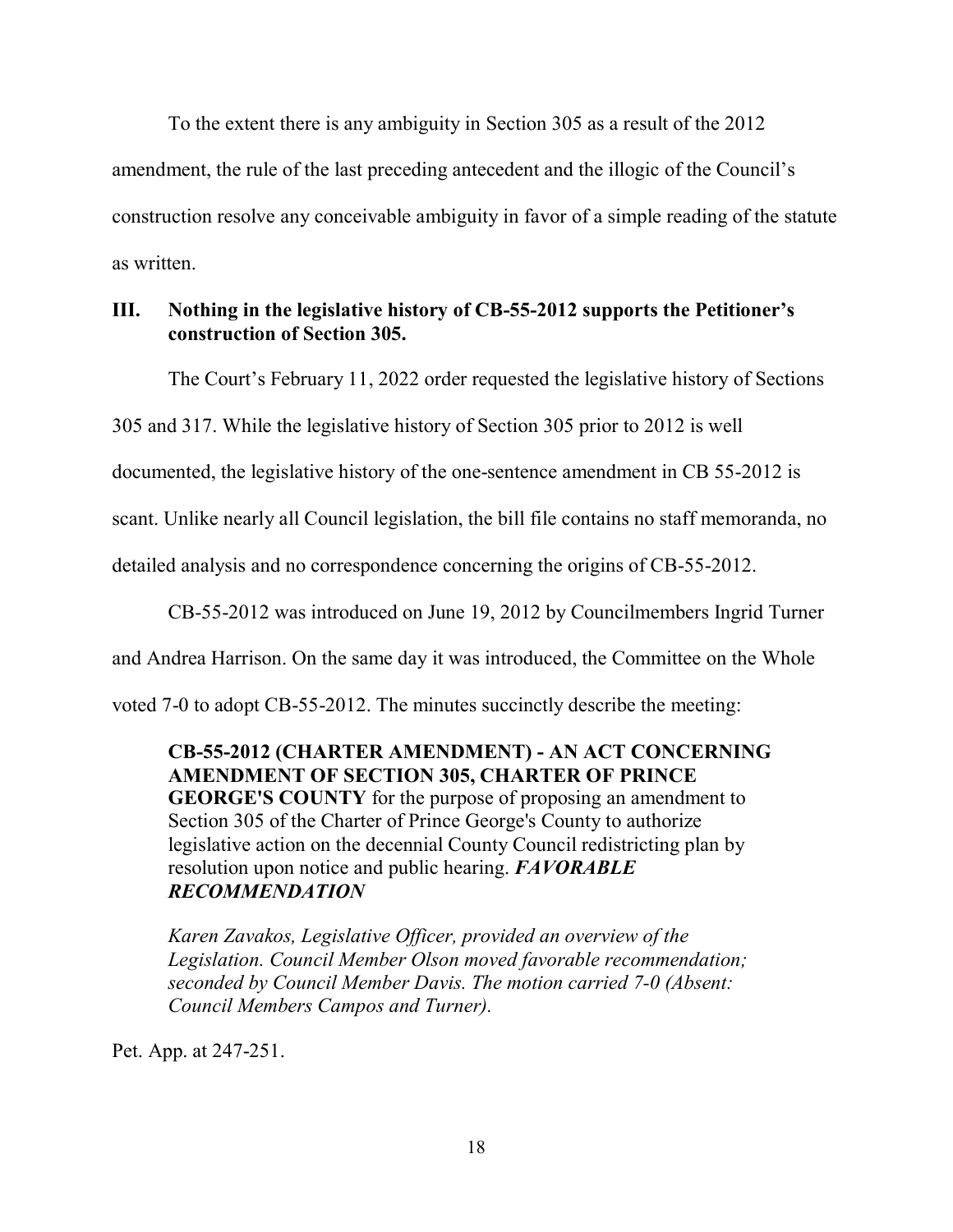To the extent there is any ambiguity in Section 305 as a result of the 2012 amendment, the rule of the last preceding antecedent and the illogic of the Council's construction resolve any conceivable ambiguity in favor of a simple reading of the statute as written.

## III. Nothing in the legislative history of CB-55-2012 supports the Petitioner's construction of Section 305.

The Court's February 11, 2022 order requested the legislative history of Sections 305 and 317. While the legislative history of Section 305 prior to 2012 is well documented, the legislative history of the one-sentence amendment in CB 55-2012 is scant. Unlike nearly all Council legislation, the bill file contains no staff memoranda, no detailed analysis and no correspondence concerning the origins of CB-55-2012.

CB-55-2012 was introduced on June 19, 2012 by Councilmembers Ingrid Turner and Andrea Harrison. On the same day it was introduced, the Committee on the Whole voted 7-0 to adopt CB-55-2012. The minutes succinctly describe the meeting:

> **CB-55-2012 (CHARTER AMENDMENT) - AN ACT CONCERNING AMENDMENT OF SECTION 305, CHARTER OF PRINCE GEORGE'S COUNTY** for the purpose of proposing an amendment to Section 305 of the Charter of Prince George's County to authorize legislative action on the decennial County Council redistricting plan by resolution upon notice and public hearing. ***FAVORABLE RECOMMENDATION***
>
> *Karen Zavakos, Legislative Officer, provided an overview of the Legislation. Council Member Olson moved favorable recommendation; seconded by Council Member Davis. The motion carried 7-0 (Absent: Council Members Campos and Turner).*

Pet. App. at 247-251.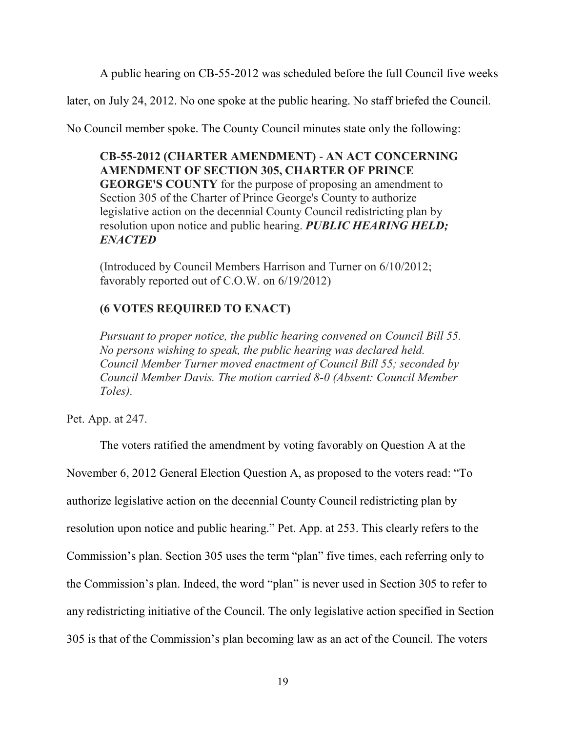A public hearing on CB-55-2012 was scheduled before the full Council five weeks later, on July 24, 2012. No one spoke at the public hearing. No staff briefed the Council. No Council member spoke. The County Council minutes state only the following:

> **CB-55-2012 (CHARTER AMENDMENT) - AN ACT CONCERNING AMENDMENT OF SECTION 305, CHARTER OF PRINCE GEORGE'S COUNTY** for the purpose of proposing an amendment to Section 305 of the Charter of Prince George's County to authorize legislative action on the decennial County Council redistricting plan by resolution upon notice and public hearing. ***PUBLIC HEARING HELD; ENACTED***
>
> (Introduced by Council Members Harrison and Turner on 6/10/2012; favorably reported out of C.O.W. on 6/19/2012)
>
> **(6 VOTES REQUIRED TO ENACT)**
>
> *Pursuant to proper notice, the public hearing convened on Council Bill 55. No persons wishing to speak, the public hearing was declared held. Council Member Turner moved enactment of Council Bill 55; seconded by Council Member Davis. The motion carried 8-0 (Absent: Council Member Toles).*

Pet. App. at 247.

The voters ratified the amendment by voting favorably on Question A at the November 6, 2012 General Election Question A, as proposed to the voters read: "To authorize legislative action on the decennial County Council redistricting plan by resolution upon notice and public hearing." Pet. App. at 253. This clearly refers to the Commission's plan. Section 305 uses the term "plan" five times, each referring only to the Commission's plan. Indeed, the word "plan" is never used in Section 305 to refer to any redistricting initiative of the Council. The only legislative action specified in Section 305 is that of the Commission's plan becoming law as an act of the Council. The voters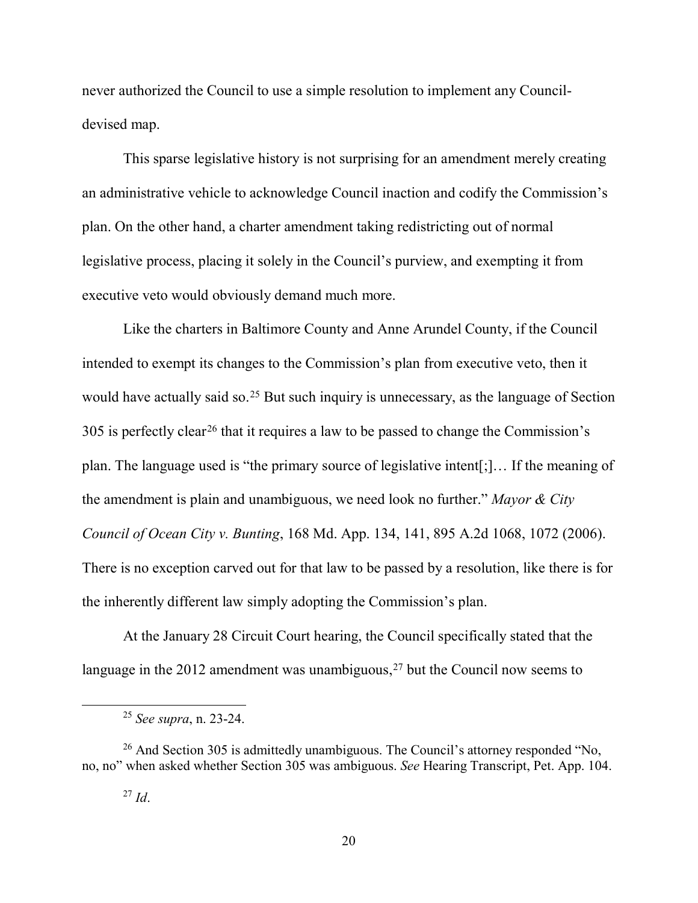never authorized the Council to use a simple resolution to implement any Council-devised map.

This sparse legislative history is not surprising for an amendment merely creating an administrative vehicle to acknowledge Council inaction and codify the Commission's plan. On the other hand, a charter amendment taking redistricting out of normal legislative process, placing it solely in the Council's purview, and exempting it from executive veto would obviously demand much more.

Like the charters in Baltimore County and Anne Arundel County, if the Council intended to exempt its changes to the Commission's plan from executive veto, then it would have actually said so.[25] But such inquiry is unnecessary, as the language of Section 305 is perfectly clear[26] that it requires a law to be passed to change the Commission's plan. The language used is "the primary source of legislative intent[;]… If the meaning of the amendment is plain and unambiguous, we need look no further." *Mayor & City Council of Ocean City v. Bunting*, 168 Md. App. 134, 141, 895 A.2d 1068, 1072 (2006). There is no exception carved out for that law to be passed by a resolution, like there is for the inherently different law simply adopting the Commission's plan.

At the January 28 Circuit Court hearing, the Council specifically stated that the language in the 2012 amendment was unambiguous,[27] but the Council now seems to

---

[25] *See supra*, n. 23-24.

[26] And Section 305 is admittedly unambiguous. The Council's attorney responded "No, no, no" when asked whether Section 305 was ambiguous. *See* Hearing Transcript, Pet. App. 104.

[27] *Id*.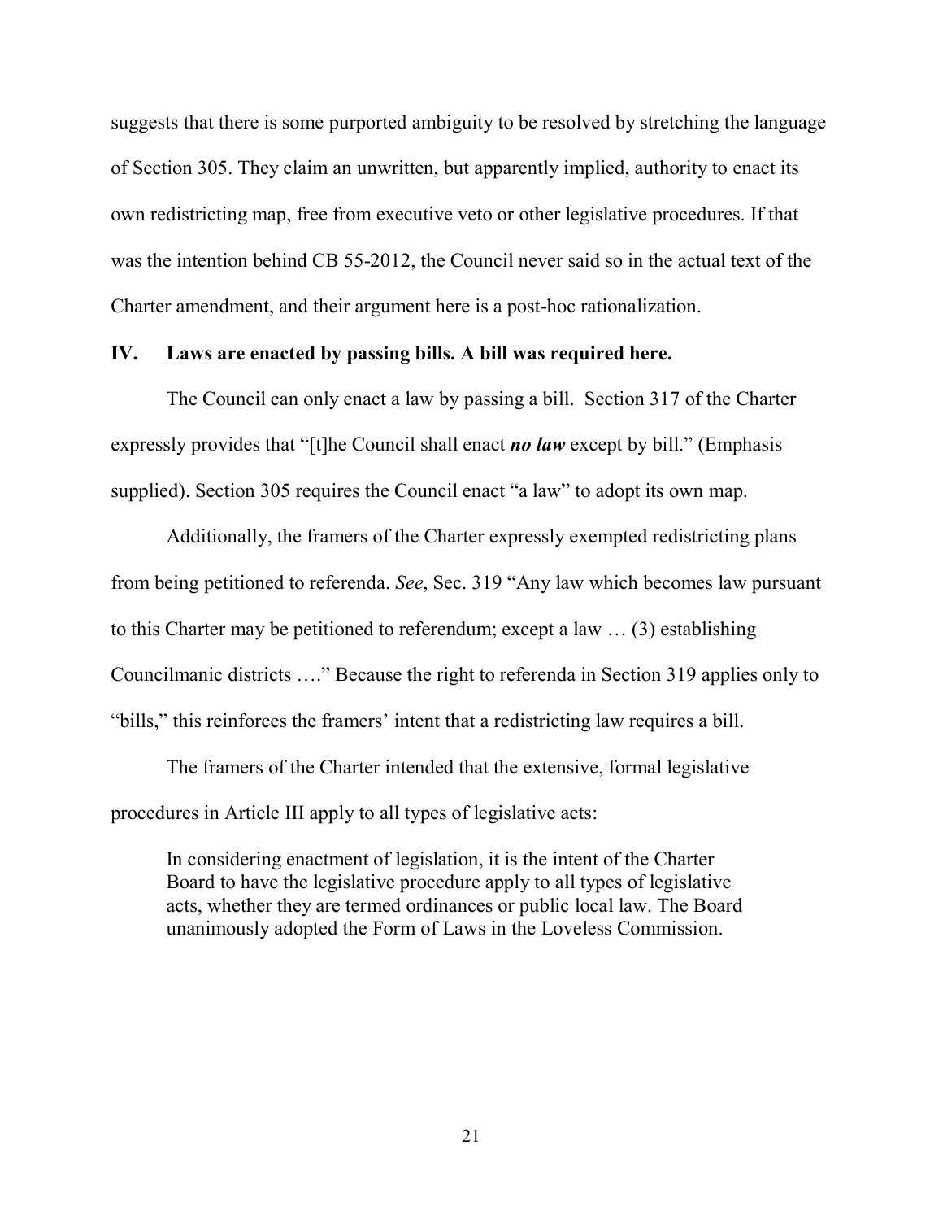suggests that there is some purported ambiguity to be resolved by stretching the language of Section 305. They claim an unwritten, but apparently implied, authority to enact its own redistricting map, free from executive veto or other legislative procedures. If that was the intention behind CB 55-2012, the Council never said so in the actual text of the Charter amendment, and their argument here is a post-hoc rationalization.

## IV. Laws are enacted by passing bills. A bill was required here.

The Council can only enact a law by passing a bill. Section 317 of the Charter expressly provides that "[t]he Council shall enact ***no law*** except by bill." (Emphasis supplied). Section 305 requires the Council enact "a law" to adopt its own map.

Additionally, the framers of the Charter expressly exempted redistricting plans from being petitioned to referenda. *See*, Sec. 319 "Any law which becomes law pursuant to this Charter may be petitioned to referendum; except a law … (3) establishing Councilmanic districts …." Because the right to referenda in Section 319 applies only to "bills," this reinforces the framers' intent that a redistricting law requires a bill.

The framers of the Charter intended that the extensive, formal legislative procedures in Article III apply to all types of legislative acts:

> In considering enactment of legislation, it is the intent of the Charter Board to have the legislative procedure apply to all types of legislative acts, whether they are termed ordinances or public local law. The Board unanimously adopted the Form of Laws in the Loveless Commission.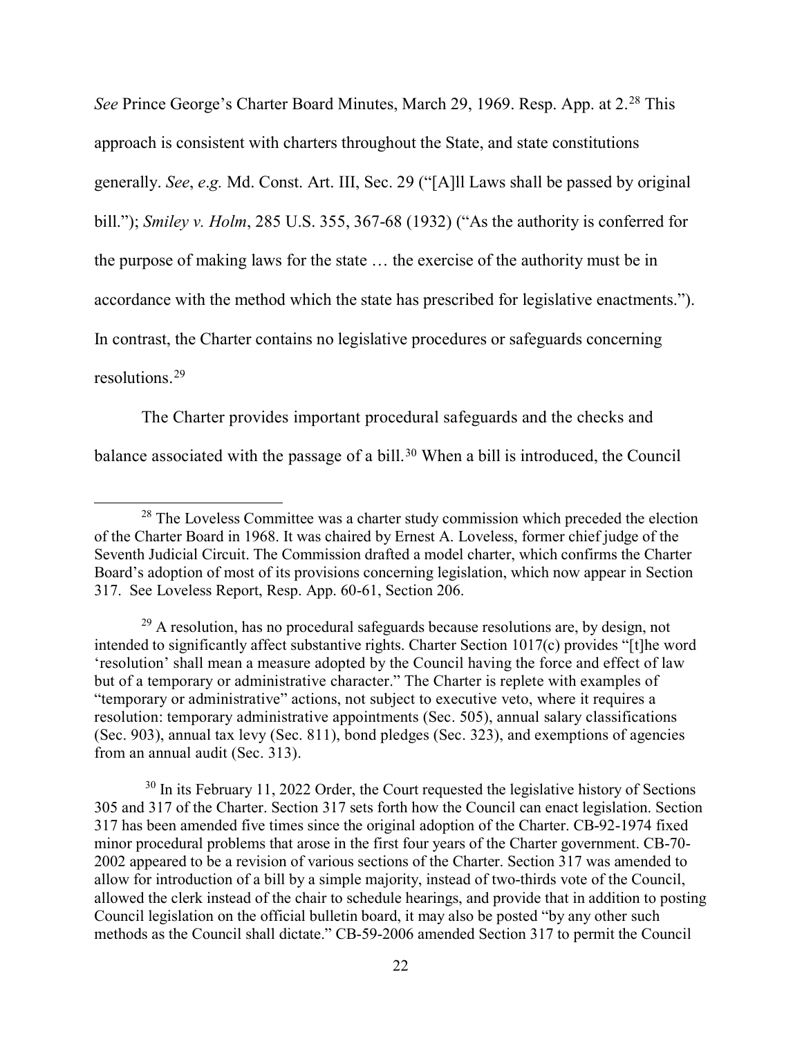*See* Prince George's Charter Board Minutes, March 29, 1969. Resp. App. at 2.[28] This approach is consistent with charters throughout the State, and state constitutions generally. *See*, *e.g.* Md. Const. Art. III, Sec. 29 ("[A]ll Laws shall be passed by original bill."); *Smiley v. Holm*, 285 U.S. 355, 367-68 (1932) ("As the authority is conferred for the purpose of making laws for the state … the exercise of the authority must be in accordance with the method which the state has prescribed for legislative enactments."). In contrast, the Charter contains no legislative procedures or safeguards concerning resolutions.[29]

The Charter provides important procedural safeguards and the checks and balance associated with the passage of a bill.[30] When a bill is introduced, the Council

---

[28] The Loveless Committee was a charter study commission which preceded the election of the Charter Board in 1968. It was chaired by Ernest A. Loveless, former chief judge of the Seventh Judicial Circuit. The Commission drafted a model charter, which confirms the Charter Board's adoption of most of its provisions concerning legislation, which now appear in Section 317. See Loveless Report, Resp. App. 60-61, Section 206.

[29] A resolution, has no procedural safeguards because resolutions are, by design, not intended to significantly affect substantive rights. Charter Section 1017(c) provides "[t]he word 'resolution' shall mean a measure adopted by the Council having the force and effect of law but of a temporary or administrative character." The Charter is replete with examples of "temporary or administrative" actions, not subject to executive veto, where it requires a resolution: temporary administrative appointments (Sec. 505), annual salary classifications (Sec. 903), annual tax levy (Sec. 811), bond pledges (Sec. 323), and exemptions of agencies from an annual audit (Sec. 313).

[30] In its February 11, 2022 Order, the Court requested the legislative history of Sections 305 and 317 of the Charter. Section 317 sets forth how the Council can enact legislation. Section 317 has been amended five times since the original adoption of the Charter. CB-92-1974 fixed minor procedural problems that arose in the first four years of the Charter government. CB-70-2002 appeared to be a revision of various sections of the Charter. Section 317 was amended to allow for introduction of a bill by a simple majority, instead of two-thirds vote of the Council, allowed the clerk instead of the chair to schedule hearings, and provide that in addition to posting Council legislation on the official bulletin board, it may also be posted "by any other such methods as the Council shall dictate." CB-59-2006 amended Section 317 to permit the Council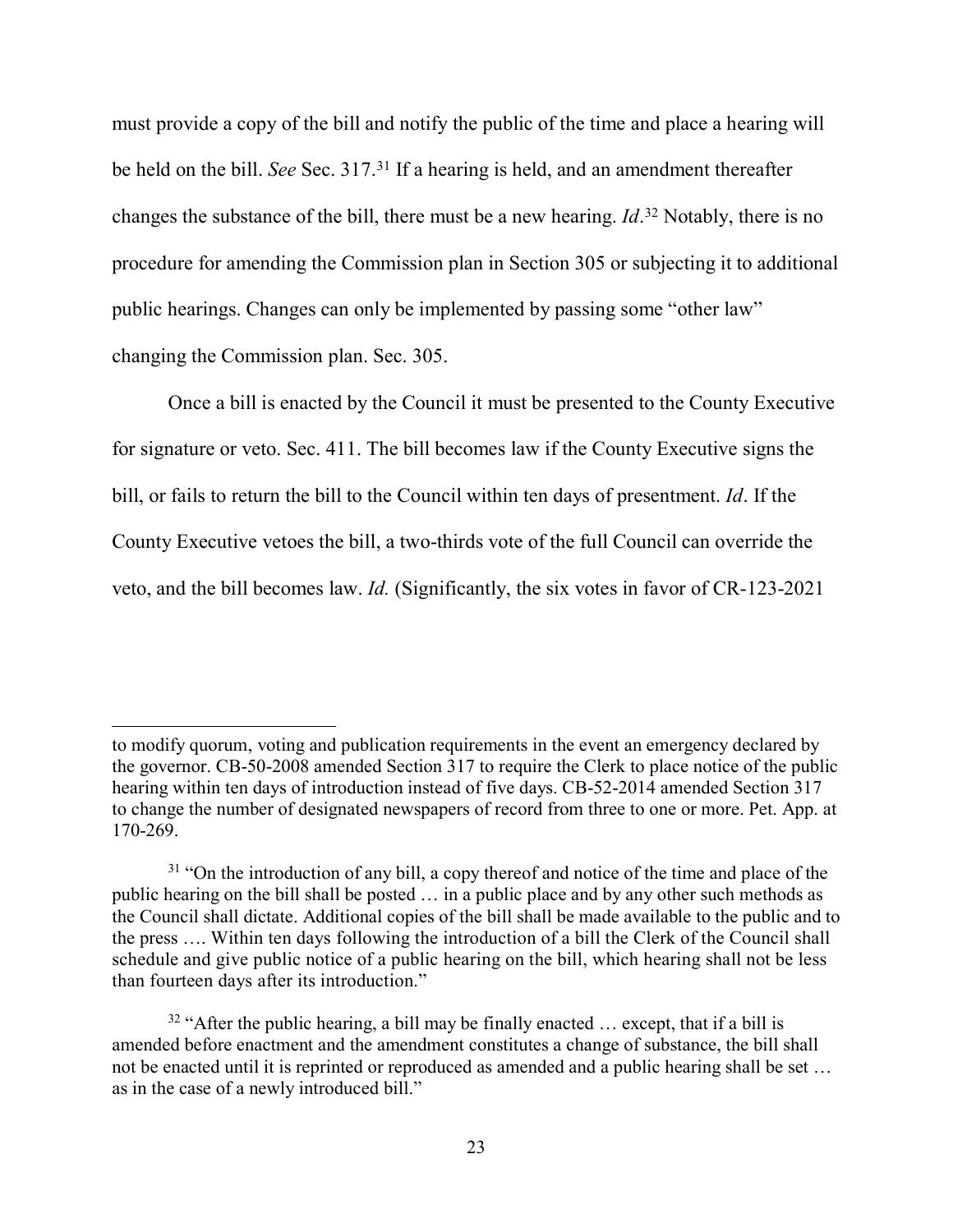must provide a copy of the bill and notify the public of the time and place a hearing will be held on the bill. *See* Sec. 317.[31] If a hearing is held, and an amendment thereafter changes the substance of the bill, there must be a new hearing. *Id*.[32] Notably, there is no procedure for amending the Commission plan in Section 305 or subjecting it to additional public hearings. Changes can only be implemented by passing some "other law" changing the Commission plan. Sec. 305.

Once a bill is enacted by the Council it must be presented to the County Executive for signature or veto. Sec. 411. The bill becomes law if the County Executive signs the bill, or fails to return the bill to the Council within ten days of presentment. *Id*. If the County Executive vetoes the bill, a two-thirds vote of the full Council can override the veto, and the bill becomes law. *Id.* (Significantly, the six votes in favor of CR-123-2021

---

to modify quorum, voting and publication requirements in the event an emergency declared by the governor. CB-50-2008 amended Section 317 to require the Clerk to place notice of the public hearing within ten days of introduction instead of five days. CB-52-2014 amended Section 317 to change the number of designated newspapers of record from three to one or more. Pet. App. at 170-269.

[31] "On the introduction of any bill, a copy thereof and notice of the time and place of the public hearing on the bill shall be posted … in a public place and by any other such methods as the Council shall dictate. Additional copies of the bill shall be made available to the public and to the press …. Within ten days following the introduction of a bill the Clerk of the Council shall schedule and give public notice of a public hearing on the bill, which hearing shall not be less than fourteen days after its introduction."

[32] "After the public hearing, a bill may be finally enacted … except, that if a bill is amended before enactment and the amendment constitutes a change of substance, the bill shall not be enacted until it is reprinted or reproduced as amended and a public hearing shall be set … as in the case of a newly introduced bill."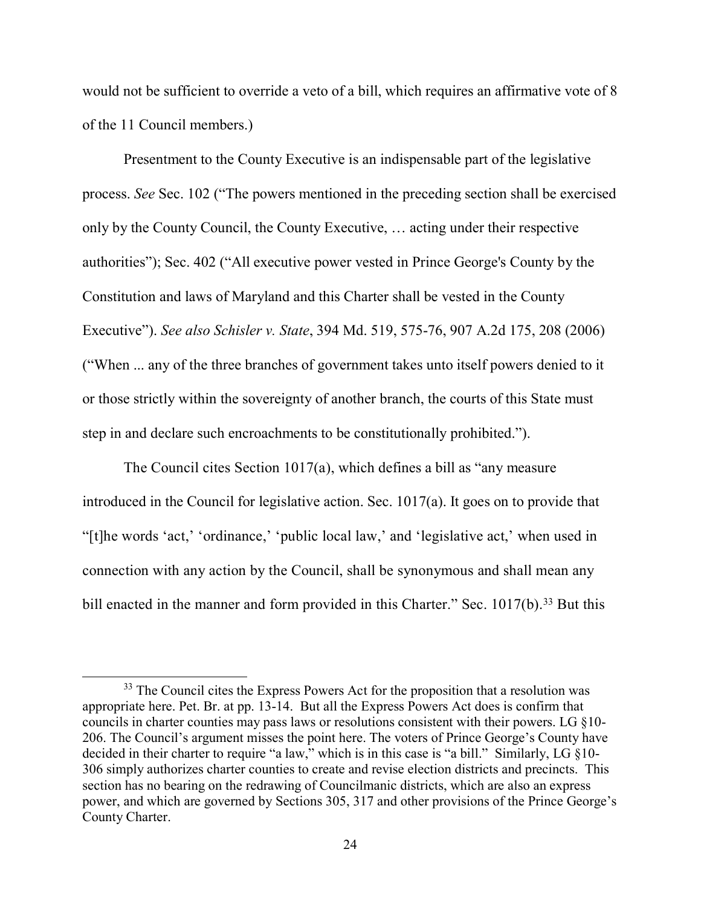would not be sufficient to override a veto of a bill, which requires an affirmative vote of 8 of the 11 Council members.)

Presentment to the County Executive is an indispensable part of the legislative process. *See* Sec. 102 ("The powers mentioned in the preceding section shall be exercised only by the County Council, the County Executive, … acting under their respective authorities"); Sec. 402 ("All executive power vested in Prince George's County by the Constitution and laws of Maryland and this Charter shall be vested in the County Executive"). *See also Schisler v. State*, 394 Md. 519, 575-76, 907 A.2d 175, 208 (2006) ("When ... any of the three branches of government takes unto itself powers denied to it or those strictly within the sovereignty of another branch, the courts of this State must step in and declare such encroachments to be constitutionally prohibited.").

The Council cites Section 1017(a), which defines a bill as "any measure introduced in the Council for legislative action. Sec. 1017(a). It goes on to provide that "[t]he words 'act,' 'ordinance,' 'public local law,' and 'legislative act,' when used in connection with any action by the Council, shall be synonymous and shall mean any bill enacted in the manner and form provided in this Charter." Sec. 1017(b).[33] But this

[33] The Council cites the Express Powers Act for the proposition that a resolution was appropriate here. Pet. Br. at pp. 13-14. But all the Express Powers Act does is confirm that councils in charter counties may pass laws or resolutions consistent with their powers. LG §10-206. The Council's argument misses the point here. The voters of Prince George's County have decided in their charter to require "a law," which is in this case is "a bill." Similarly, LG §10-306 simply authorizes charter counties to create and revise election districts and precincts. This section has no bearing on the redrawing of Councilmanic districts, which are also an express power, and which are governed by Sections 305, 317 and other provisions of the Prince George's County Charter.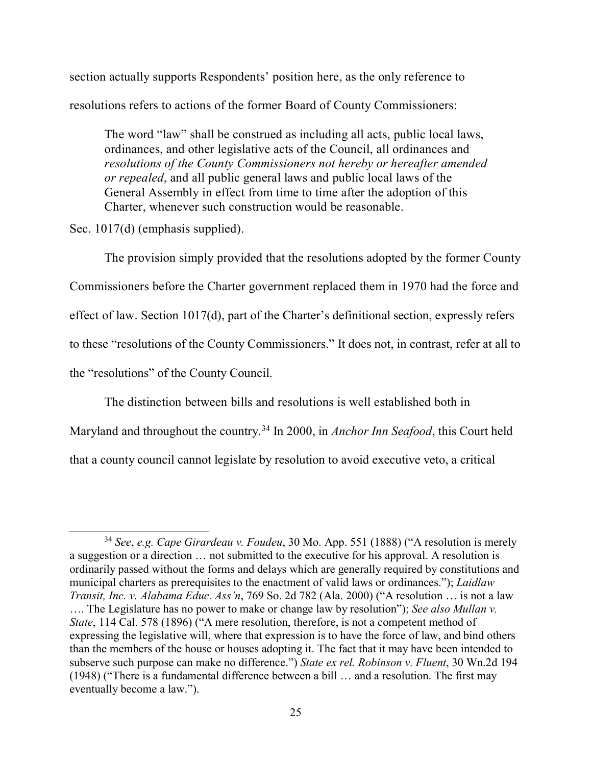section actually supports Respondents' position here, as the only reference to resolutions refers to actions of the former Board of County Commissioners:

> The word "law" shall be construed as including all acts, public local laws, ordinances, and other legislative acts of the Council, all ordinances and *resolutions of the County Commissioners not hereby or hereafter amended or repealed*, and all public general laws and public local laws of the General Assembly in effect from time to time after the adoption of this Charter, whenever such construction would be reasonable.

Sec. 1017(d) (emphasis supplied).

The provision simply provided that the resolutions adopted by the former County Commissioners before the Charter government replaced them in 1970 had the force and effect of law. Section 1017(d), part of the Charter's definitional section, expressly refers to these "resolutions of the County Commissioners." It does not, in contrast, refer at all to the "resolutions" of the County Council.

The distinction between bills and resolutions is well established both in Maryland and throughout the country.[34] In 2000, in *Anchor Inn Seafood*, this Court held that a county council cannot legislate by resolution to avoid executive veto, a critical

---

[34] *See*, *e.g. Cape Girardeau v. Foudeu*, 30 Mo. App. 551 (1888) ("A resolution is merely a suggestion or a direction … not submitted to the executive for his approval. A resolution is ordinarily passed without the forms and delays which are generally required by constitutions and municipal charters as prerequisites to the enactment of valid laws or ordinances."); *Laidlaw Transit, Inc. v. Alabama Educ. Ass'n*, 769 So. 2d 782 (Ala. 2000) ("A resolution … is not a law …. The Legislature has no power to make or change law by resolution"); *See also Mullan v. State*, 114 Cal. 578 (1896) ("A mere resolution, therefore, is not a competent method of expressing the legislative will, where that expression is to have the force of law, and bind others than the members of the house or houses adopting it. The fact that it may have been intended to subserve such purpose can make no difference.") *State ex rel. Robinson v. Fluent*, 30 Wn.2d 194 (1948) ("There is a fundamental difference between a bill … and a resolution. The first may eventually become a law.").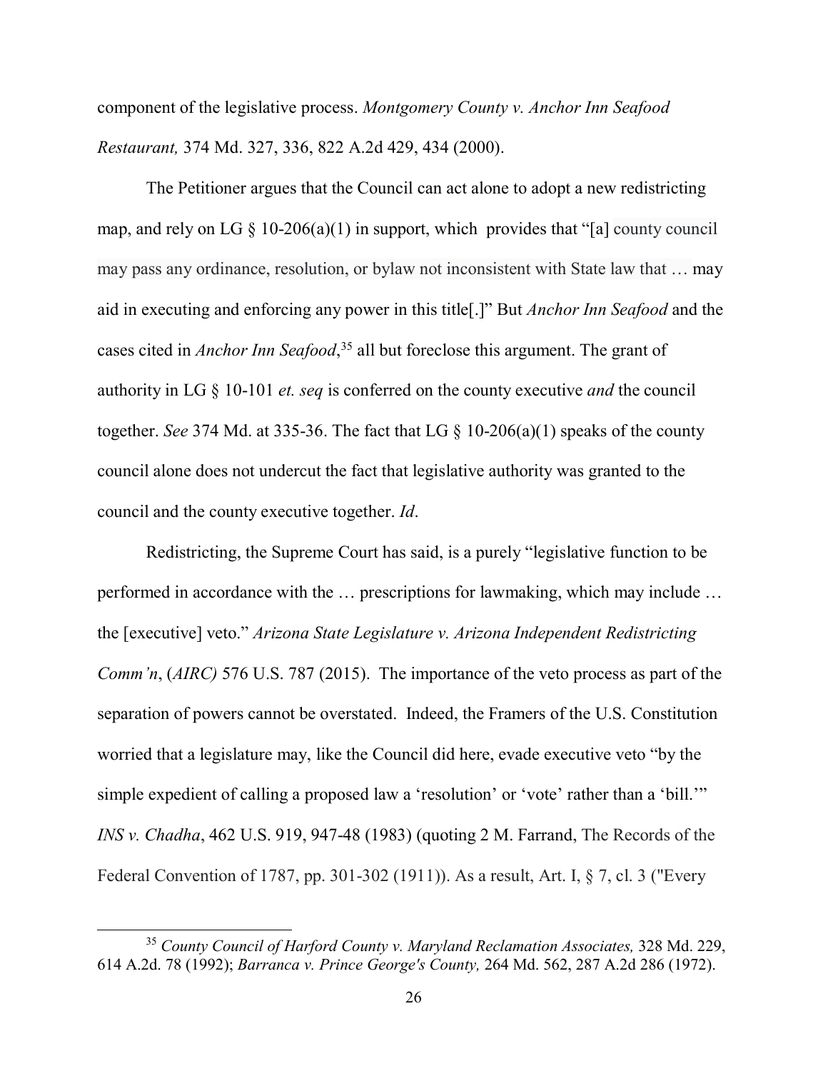component of the legislative process. *Montgomery County v. Anchor Inn Seafood Restaurant,* 374 Md. 327, 336, 822 A.2d 429, 434 (2000).

The Petitioner argues that the Council can act alone to adopt a new redistricting map, and rely on LG § 10-206(a)(1) in support, which provides that "[a] county council may pass any ordinance, resolution, or bylaw not inconsistent with State law that … may aid in executing and enforcing any power in this title[.]" But *Anchor Inn Seafood* and the cases cited in *Anchor Inn Seafood*,[35] all but foreclose this argument. The grant of authority in LG § 10-101 *et. seq* is conferred on the county executive *and* the council together. *See* 374 Md. at 335-36. The fact that LG § 10-206(a)(1) speaks of the county council alone does not undercut the fact that legislative authority was granted to the council and the county executive together. *Id*.

Redistricting, the Supreme Court has said, is a purely "legislative function to be performed in accordance with the … prescriptions for lawmaking, which may include … the [executive] veto." *Arizona State Legislature v. Arizona Independent Redistricting Comm'n*, (*AIRC)* 576 U.S. 787 (2015). The importance of the veto process as part of the separation of powers cannot be overstated. Indeed, the Framers of the U.S. Constitution worried that a legislature may, like the Council did here, evade executive veto "by the simple expedient of calling a proposed law a 'resolution' or 'vote' rather than a 'bill.'" *INS v. Chadha*, 462 U.S. 919, 947-48 (1983) (quoting 2 M. Farrand, The Records of the Federal Convention of 1787, pp. 301-302 (1911)). As a result, Art. I, § 7, cl. 3 ("Every

[35] *County Council of Harford County v. Maryland Reclamation Associates,* 328 Md. 229, 614 A.2d. 78 (1992); *Barranca v. Prince George's County,* 264 Md. 562, 287 A.2d 286 (1972).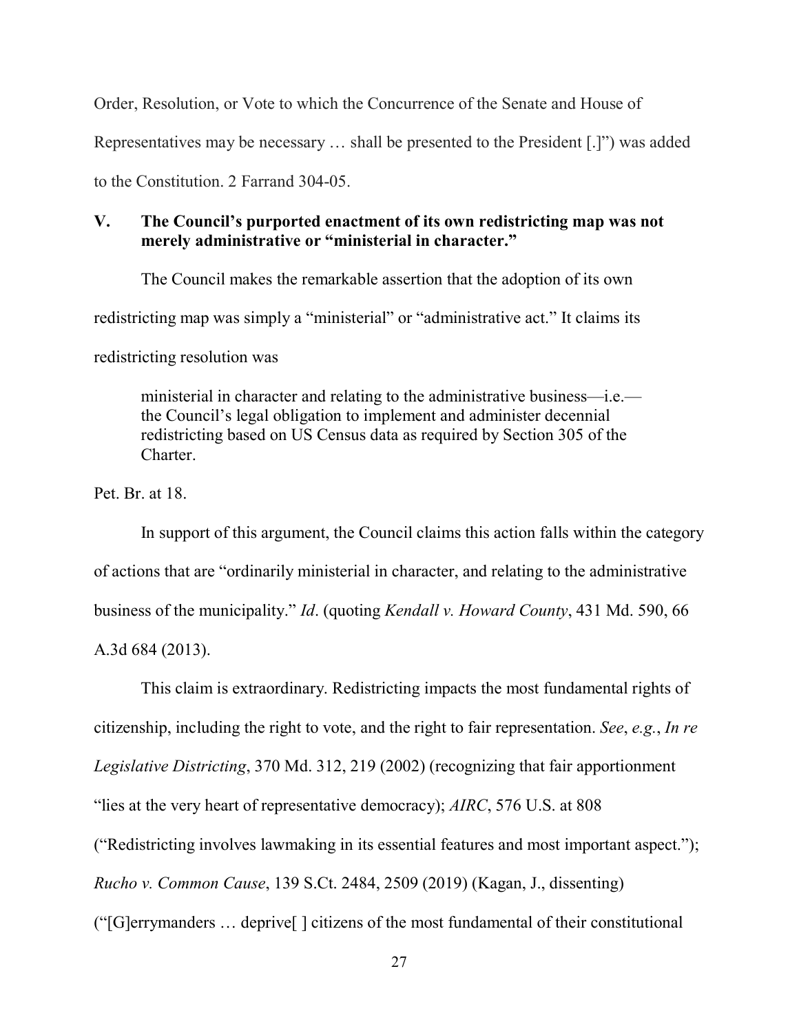Order, Resolution, or Vote to which the Concurrence of the Senate and House of Representatives may be necessary … shall be presented to the President [.]") was added to the Constitution. 2 Farrand 304-05.

## V. The Council's purported enactment of its own redistricting map was not merely administrative or "ministerial in character."

The Council makes the remarkable assertion that the adoption of its own redistricting map was simply a "ministerial" or "administrative act." It claims its redistricting resolution was

> ministerial in character and relating to the administrative business—i.e.—the Council's legal obligation to implement and administer decennial redistricting based on US Census data as required by Section 305 of the Charter.

Pet. Br. at 18.

In support of this argument, the Council claims this action falls within the category of actions that are "ordinarily ministerial in character, and relating to the administrative business of the municipality." *Id*. (quoting *Kendall v. Howard County*, 431 Md. 590, 66 A.3d 684 (2013).

This claim is extraordinary. Redistricting impacts the most fundamental rights of citizenship, including the right to vote, and the right to fair representation. *See*, *e.g.*, *In re Legislative Districting*, 370 Md. 312, 219 (2002) (recognizing that fair apportionment "lies at the very heart of representative democracy); *AIRC*, 576 U.S. at 808 ("Redistricting involves lawmaking in its essential features and most important aspect."); *Rucho v. Common Cause*, 139 S.Ct. 2484, 2509 (2019) (Kagan, J., dissenting) ("[G]errymanders … deprive[ ] citizens of the most fundamental of their constitutional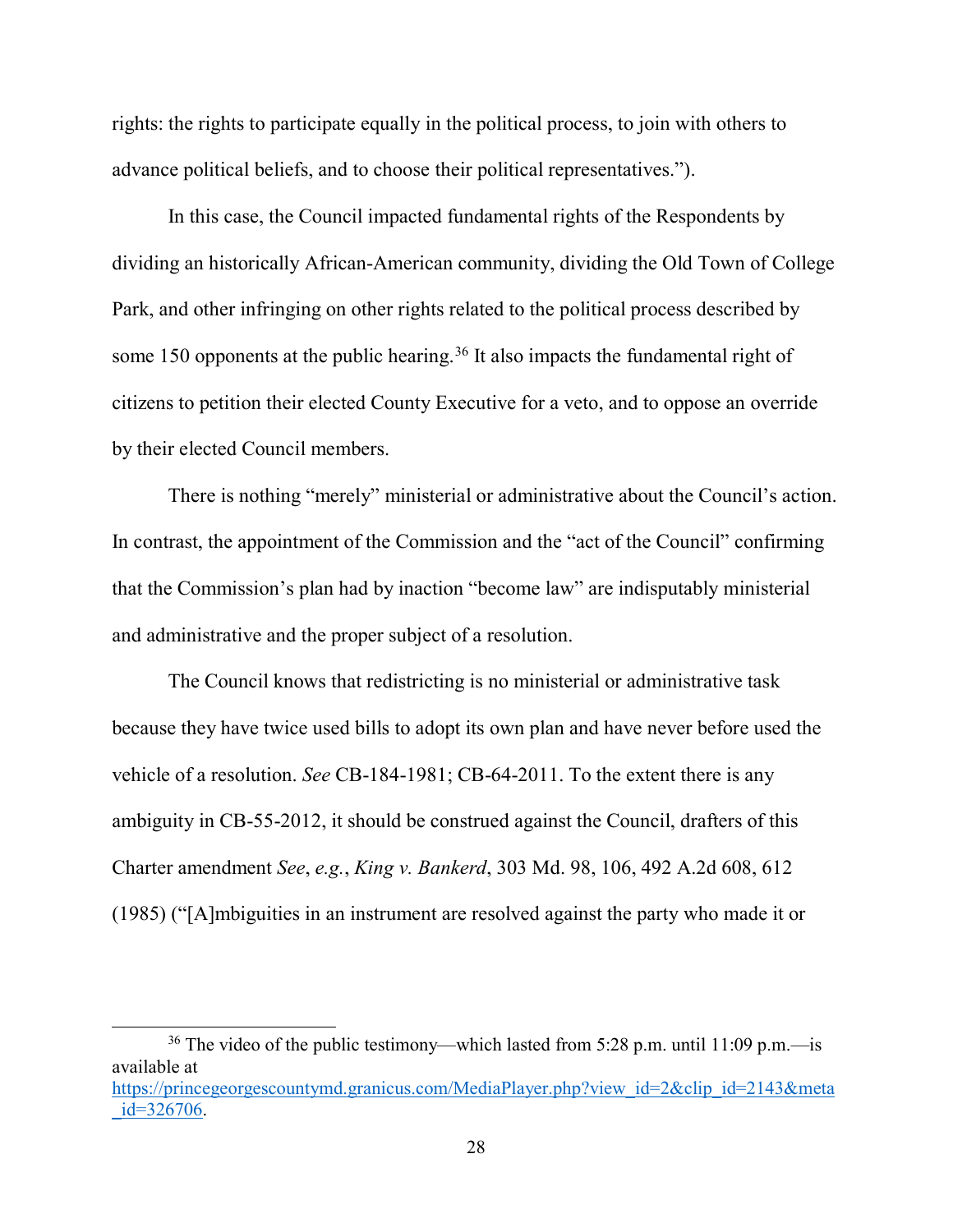rights: the rights to participate equally in the political process, to join with others to advance political beliefs, and to choose their political representatives.").

In this case, the Council impacted fundamental rights of the Respondents by dividing an historically African-American community, dividing the Old Town of College Park, and other infringing on other rights related to the political process described by some 150 opponents at the public hearing.[36] It also impacts the fundamental right of citizens to petition their elected County Executive for a veto, and to oppose an override by their elected Council members.

There is nothing "merely" ministerial or administrative about the Council's action. In contrast, the appointment of the Commission and the "act of the Council" confirming that the Commission's plan had by inaction "become law" are indisputably ministerial and administrative and the proper subject of a resolution.

The Council knows that redistricting is no ministerial or administrative task because they have twice used bills to adopt its own plan and have never before used the vehicle of a resolution. *See* CB-184-1981; CB-64-2011. To the extent there is any ambiguity in CB-55-2012, it should be construed against the Council, drafters of this Charter amendment *See*, *e.g.*, *King v. Bankerd*, 303 Md. 98, 106, 492 A.2d 608, 612 (1985) ("[A]mbiguities in an instrument are resolved against the party who made it or

---

[36] The video of the public testimony—which lasted from 5:28 p.m. until 11:09 p.m.—is available at https://princegeorgescountymd.granicus.com/MediaPlayer.php?view_id=2&clip_id=2143&meta_id=326706.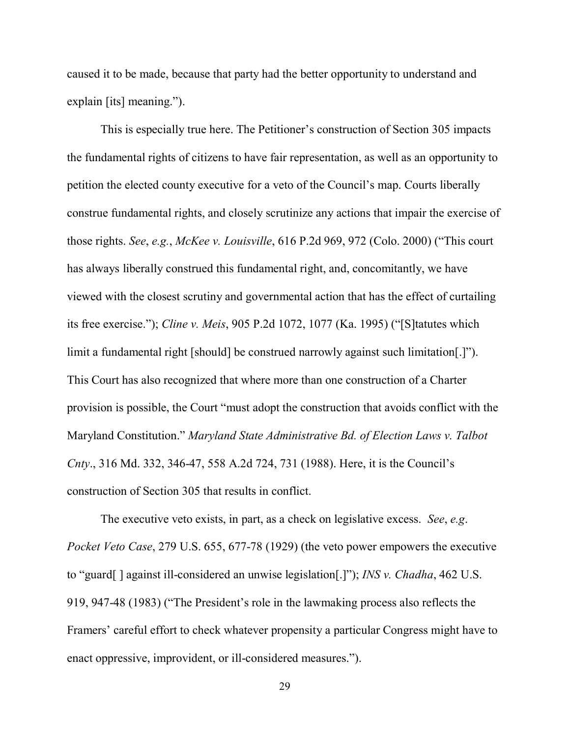caused it to be made, because that party had the better opportunity to understand and explain [its] meaning.").

This is especially true here. The Petitioner's construction of Section 305 impacts the fundamental rights of citizens to have fair representation, as well as an opportunity to petition the elected county executive for a veto of the Council's map. Courts liberally construe fundamental rights, and closely scrutinize any actions that impair the exercise of those rights. *See*, *e.g.*, *McKee v. Louisville*, 616 P.2d 969, 972 (Colo. 2000) ("This court has always liberally construed this fundamental right, and, concomitantly, we have viewed with the closest scrutiny and governmental action that has the effect of curtailing its free exercise."); *Cline v. Meis*, 905 P.2d 1072, 1077 (Ka. 1995) ("[S]tatutes which limit a fundamental right [should] be construed narrowly against such limitation[.]"). This Court has also recognized that where more than one construction of a Charter provision is possible, the Court "must adopt the construction that avoids conflict with the Maryland Constitution." *Maryland State Administrative Bd. of Election Laws v. Talbot Cnty*., 316 Md. 332, 346-47, 558 A.2d 724, 731 (1988). Here, it is the Council's construction of Section 305 that results in conflict.

The executive veto exists, in part, as a check on legislative excess. *See*, *e.g*. *Pocket Veto Case*, 279 U.S. 655, 677-78 (1929) (the veto power empowers the executive to "guard[ ] against ill-considered an unwise legislation[.]"); *INS v. Chadha*, 462 U.S. 919, 947-48 (1983) ("The President's role in the lawmaking process also reflects the Framers' careful effort to check whatever propensity a particular Congress might have to enact oppressive, improvident, or ill-considered measures.").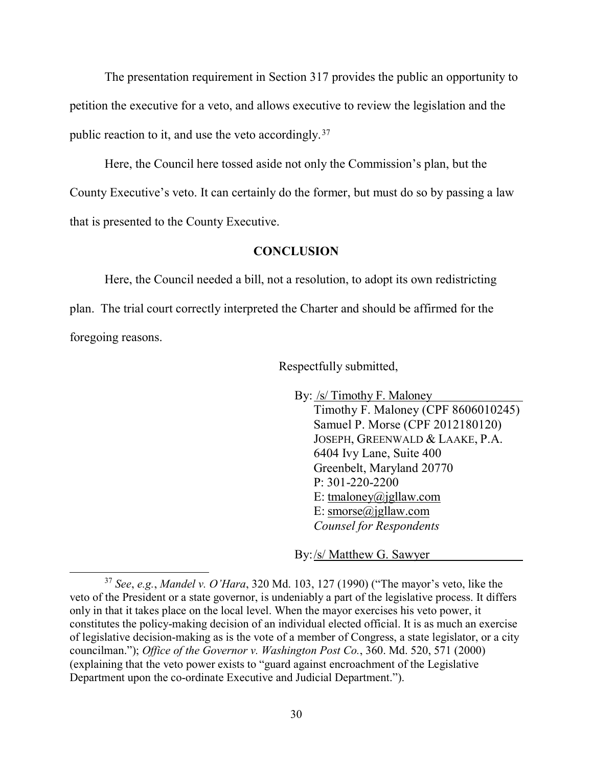The presentation requirement in Section 317 provides the public an opportunity to petition the executive for a veto, and allows executive to review the legislation and the public reaction to it, and use the veto accordingly.[37]

Here, the Council here tossed aside not only the Commission's plan, but the County Executive's veto. It can certainly do the former, but must do so by passing a law that is presented to the County Executive.

## CONCLUSION

Here, the Council needed a bill, not a resolution, to adopt its own redistricting plan. The trial court correctly interpreted the Charter and should be affirmed for the foregoing reasons.

Respectfully submitted,

By: /s/ Timothy F. Maloney
Timothy F. Maloney (CPF 8606010245)
Samuel P. Morse (CPF 2012180120)
JOSEPH, GREENWALD & LAAKE, P.A.
6404 Ivy Lane, Suite 400
Greenbelt, Maryland 20770
P: 301-220-2200
E: tmaloney@jgllaw.com
E: smorse@jgllaw.com
*Counsel for Respondents*

By: /s/ Matthew G. Sawyer

---

[37] *See*, *e.g.*, *Mandel v. O'Hara*, 320 Md. 103, 127 (1990) ("The mayor's veto, like the veto of the President or a state governor, is undeniably a part of the legislative process. It differs only in that it takes place on the local level. When the mayor exercises his veto power, it constitutes the policy-making decision of an individual elected official. It is as much an exercise of legislative decision-making as is the vote of a member of Congress, a state legislator, or a city councilman."); *Office of the Governor v. Washington Post Co.*, 360. Md. 520, 571 (2000) (explaining that the veto power exists to "guard against encroachment of the Legislative Department upon the co-ordinate Executive and Judicial Department.").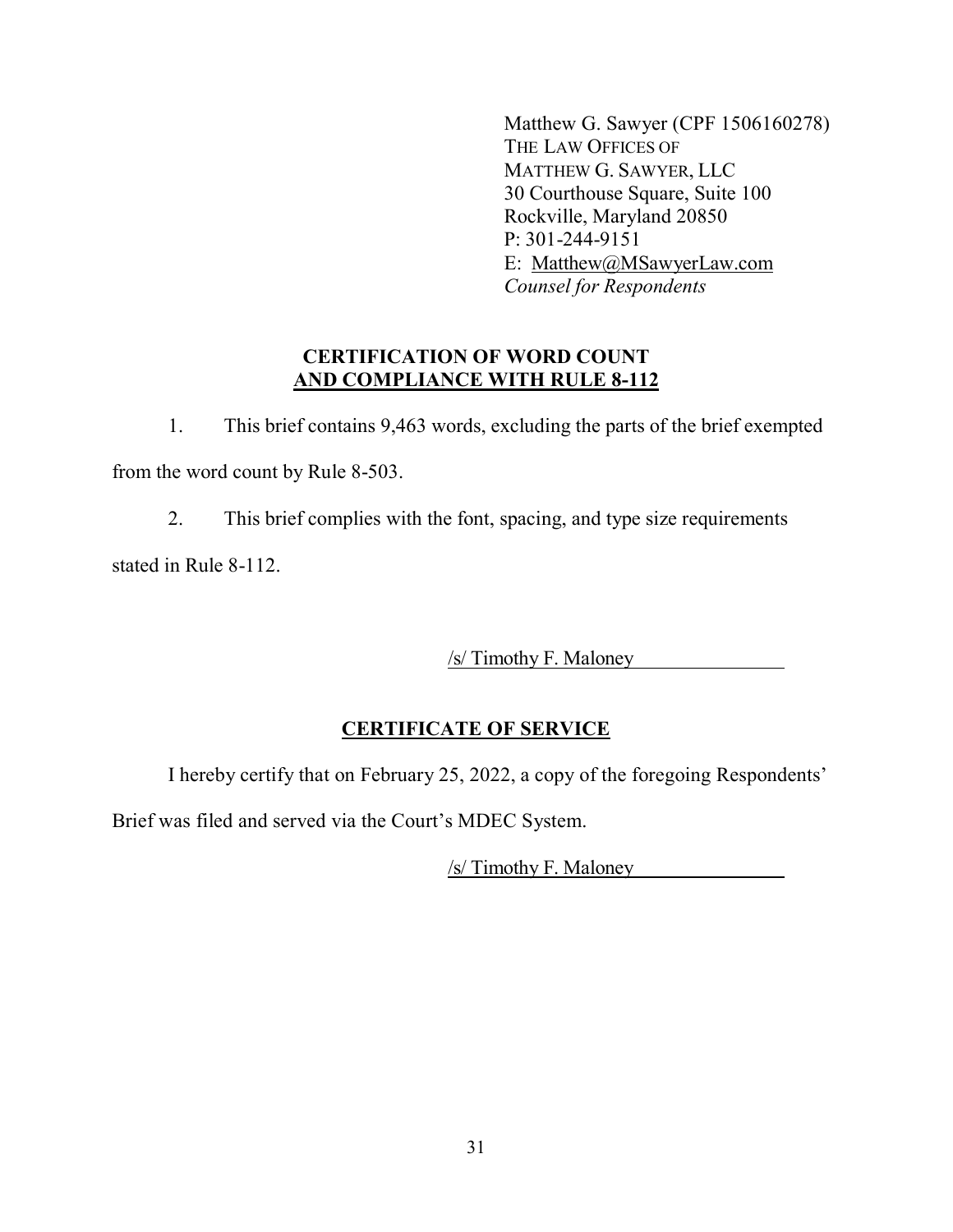Matthew G. Sawyer (CPF 1506160278)
THE LAW OFFICES OF
MATTHEW G. SAWYER, LLC
30 Courthouse Square, Suite 100
Rockville, Maryland 20850
P: 301-244-9151
E: Matthew@MSawyerLaw.com
*Counsel for Respondents*

**CERTIFICATION OF WORD COUNT**
**AND COMPLIANCE WITH RULE 8-112**

1. This brief contains 9,463 words, excluding the parts of the brief exempted from the word count by Rule 8-503.

2. This brief complies with the font, spacing, and type size requirements stated in Rule 8-112.

/s/ Timothy F. Maloney

**CERTIFICATE OF SERVICE**

I hereby certify that on February 25, 2022, a copy of the foregoing Respondents' Brief was filed and served via the Court's MDEC System.

/s/ Timothy F. Maloney